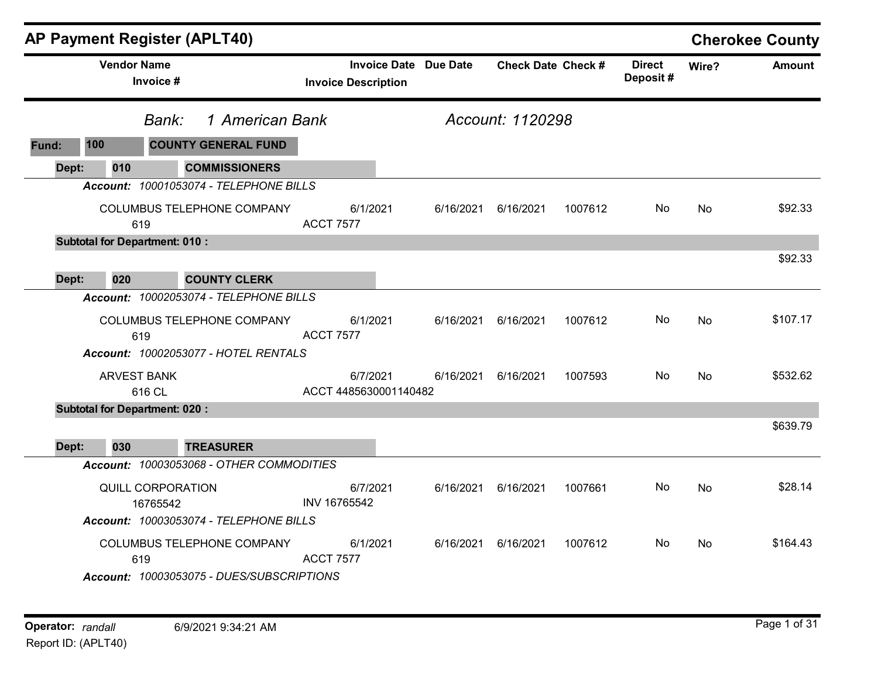# AP Payment Register (APLT40)

## Cherokee County

| Vendor Name / Invoice # | Invoice Date / Invoice Description | Due Date | Check Date | Check # | Direct Deposit # | Wire? | Amount |
|---|---|---|---|---|---|---|---|

*Bank:* *1 American Bank* — *Account: 1120298*

**Fund: 100 COUNTY GENERAL FUND**

**Dept: 010 COMMISSIONERS**

***Account:*** *10001053074 - TELEPHONE BILLS*

| Vendor Name / Invoice # | Invoice Date / Invoice Description | Due Date | Check Date | Check # | Direct Deposit # | Wire? | Amount |
|---|---|---|---|---|---|---|---|
| COLUMBUS TELEPHONE COMPANY 619 | 6/1/2021 ACCT 7577 | 6/16/2021 | 6/16/2021 | 1007612 | No | No | $92.33 |

**Subtotal for Department: 010 :** $92.33

**Dept: 020 COUNTY CLERK**

***Account:*** *10002053074 - TELEPHONE BILLS*

| Vendor Name / Invoice # | Invoice Date / Invoice Description | Due Date | Check Date | Check # | Direct Deposit # | Wire? | Amount |
|---|---|---|---|---|---|---|---|
| COLUMBUS TELEPHONE COMPANY 619 | 6/1/2021 ACCT 7577 | 6/16/2021 | 6/16/2021 | 1007612 | No | No | $107.17 |

***Account:*** *10002053077 - HOTEL RENTALS*

| Vendor Name / Invoice # | Invoice Date / Invoice Description | Due Date | Check Date | Check # | Direct Deposit # | Wire? | Amount |
|---|---|---|---|---|---|---|---|
| ARVEST BANK 616 CL | 6/7/2021 ACCT 4485630001140482 | 6/16/2021 | 6/16/2021 | 1007593 | No | No | $532.62 |

**Subtotal for Department: 020 :** $639.79

**Dept: 030 TREASURER**

***Account:*** *10003053068 - OTHER COMMODITIES*

| Vendor Name / Invoice # | Invoice Date / Invoice Description | Due Date | Check Date | Check # | Direct Deposit # | Wire? | Amount |
|---|---|---|---|---|---|---|---|
| QUILL CORPORATION 16765542 | 6/7/2021 INV 16765542 | 6/16/2021 | 6/16/2021 | 1007661 | No | No | $28.14 |

***Account:*** *10003053074 - TELEPHONE BILLS*

| Vendor Name / Invoice # | Invoice Date / Invoice Description | Due Date | Check Date | Check # | Direct Deposit # | Wire? | Amount |
|---|---|---|---|---|---|---|---|
| COLUMBUS TELEPHONE COMPANY 619 | 6/1/2021 ACCT 7577 | 6/16/2021 | 6/16/2021 | 1007612 | No | No | $164.43 |

***Account:*** *10003053075 - DUES/SUBSCRIPTIONS*

**Operator:** *randall* 6/9/2021 9:34:21 AM

Report ID: (APLT40)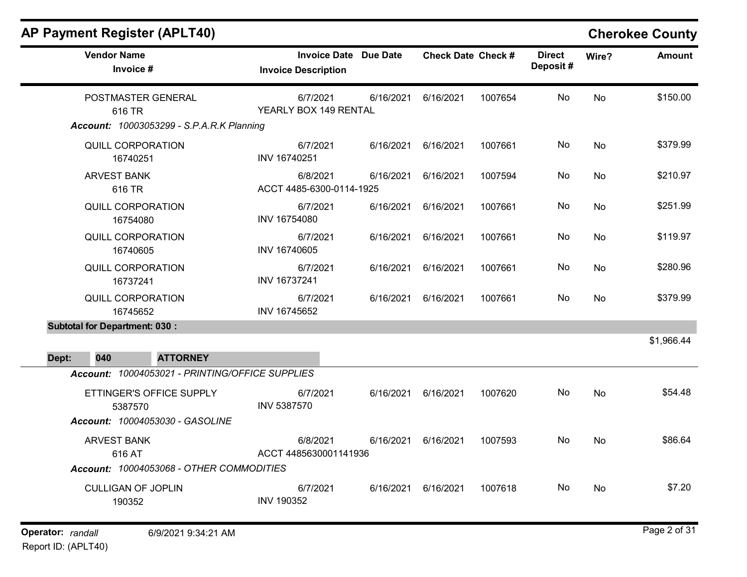# AP Payment Register (APLT40)

## Cherokee County

| Vendor Name / Invoice # | Invoice Date / Invoice Description | Due Date | Check Date | Check # | Direct Deposit # | Wire? | Amount |
|---|---|---|---|---|---|---|---|
| POSTMASTER GENERAL<br>616 TR | 6/7/2021<br>YEARLY BOX 149 RENTAL | 6/16/2021 | 6/16/2021 | 1007654 | No | No | $150.00 |

***Account:*** *10003053299 - S.P.A.R.K Planning*

| Vendor Name / Invoice # | Invoice Date / Invoice Description | Due Date | Check Date | Check # | Direct Deposit # | Wire? | Amount |
|---|---|---|---|---|---|---|---|
| QUILL CORPORATION<br>16740251 | 6/7/2021<br>INV 16740251 | 6/16/2021 | 6/16/2021 | 1007661 | No | No | $379.99 |
| ARVEST BANK<br>616 TR | 6/8/2021<br>ACCT 4485-6300-0114-1925 | 6/16/2021 | 6/16/2021 | 1007594 | No | No | $210.97 |
| QUILL CORPORATION<br>16754080 | 6/7/2021<br>INV 16754080 | 6/16/2021 | 6/16/2021 | 1007661 | No | No | $251.99 |
| QUILL CORPORATION<br>16740605 | 6/7/2021<br>INV 16740605 | 6/16/2021 | 6/16/2021 | 1007661 | No | No | $119.97 |
| QUILL CORPORATION<br>16737241 | 6/7/2021<br>INV 16737241 | 6/16/2021 | 6/16/2021 | 1007661 | No | No | $280.96 |
| QUILL CORPORATION<br>16745652 | 6/7/2021<br>INV 16745652 | 6/16/2021 | 6/16/2021 | 1007661 | No | No | $379.99 |

**Subtotal for Department: 030 :** $1,966.44

**Dept: 040 ATTORNEY**

***Account:*** *10004053021 - PRINTING/OFFICE SUPPLIES*

| Vendor Name / Invoice # | Invoice Date / Invoice Description | Due Date | Check Date | Check # | Direct Deposit # | Wire? | Amount |
|---|---|---|---|---|---|---|---|
| ETTINGER'S OFFICE SUPPLY<br>5387570 | 6/7/2021<br>INV 5387570 | 6/16/2021 | 6/16/2021 | 1007620 | No | No | $54.48 |

***Account:*** *10004053030 - GASOLINE*

| Vendor Name / Invoice # | Invoice Date / Invoice Description | Due Date | Check Date | Check # | Direct Deposit # | Wire? | Amount |
|---|---|---|---|---|---|---|---|
| ARVEST BANK<br>616 AT | 6/8/2021<br>ACCT 4485630001141936 | 6/16/2021 | 6/16/2021 | 1007593 | No | No | $86.64 |

***Account:*** *10004053068 - OTHER COMMODITIES*

| Vendor Name / Invoice # | Invoice Date / Invoice Description | Due Date | Check Date | Check # | Direct Deposit # | Wire? | Amount |
|---|---|---|---|---|---|---|---|
| CULLIGAN OF JOPLIN<br>190352 | 6/7/2021<br>INV 190352 | 6/16/2021 | 6/16/2021 | 1007618 | No | No | $7.20 |

**Operator:** *randall* 6/9/2021 9:34:21 AM
Report ID: (APLT40)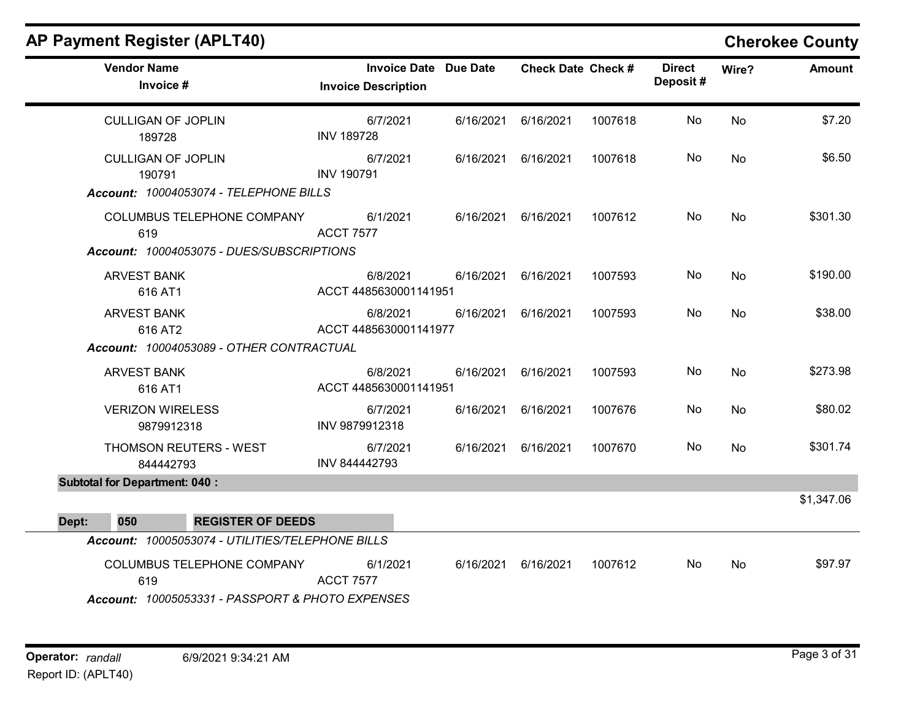## AP Payment Register (APLT40)

**Cherokee County**

| Vendor Name / Invoice # | Invoice Date / Invoice Description | Due Date | Check Date | Check # | Direct Deposit # | Wire? | Amount |
|---|---|---|---|---|---|---|---|
| CULLIGAN OF JOPLIN<br>189728 | 6/7/2021<br>INV 189728 | 6/16/2021 | 6/16/2021 | 1007618 | No | No | $7.20 |
| CULLIGAN OF JOPLIN<br>190791 | 6/7/2021<br>INV 190791 | 6/16/2021 | 6/16/2021 | 1007618 | No | No | $6.50 |
| ***Account:** 10004053074 - TELEPHONE BILLS* | | | | | | | |
| COLUMBUS TELEPHONE COMPANY<br>619 | 6/1/2021<br>ACCT 7577 | 6/16/2021 | 6/16/2021 | 1007612 | No | No | $301.30 |
| ***Account:** 10004053075 - DUES/SUBSCRIPTIONS* | | | | | | | |
| ARVEST BANK<br>616 AT1 | 6/8/2021<br>ACCT 4485630001141951 | 6/16/2021 | 6/16/2021 | 1007593 | No | No | $190.00 |
| ARVEST BANK<br>616 AT2 | 6/8/2021<br>ACCT 4485630001141977 | 6/16/2021 | 6/16/2021 | 1007593 | No | No | $38.00 |
| ***Account:** 10004053089 - OTHER CONTRACTUAL* | | | | | | | |
| ARVEST BANK<br>616 AT1 | 6/8/2021<br>ACCT 4485630001141951 | 6/16/2021 | 6/16/2021 | 1007593 | No | No | $273.98 |
| VERIZON WIRELESS<br>9879912318 | 6/7/2021<br>INV 9879912318 | 6/16/2021 | 6/16/2021 | 1007676 | No | No | $80.02 |
| THOMSON REUTERS - WEST<br>844442793 | 6/7/2021<br>INV 844442793 | 6/16/2021 | 6/16/2021 | 1007670 | No | No | $301.74 |
| **Subtotal for Department: 040 :** | | | | | | | $1,347.06 |
| **Dept: 050 REGISTER OF DEEDS** | | | | | | | |
| ***Account:** 10005053074 - UTILITIES/TELEPHONE BILLS* | | | | | | | |
| COLUMBUS TELEPHONE COMPANY<br>619 | 6/1/2021<br>ACCT 7577 | 6/16/2021 | 6/16/2021 | 1007612 | No | No | $97.97 |
| ***Account:** 10005053331 - PASSPORT & PHOTO EXPENSES* | | | | | | | |

**Operator:** *randall* 6/9/2021 9:34:21 AM
Report ID: (APLT40)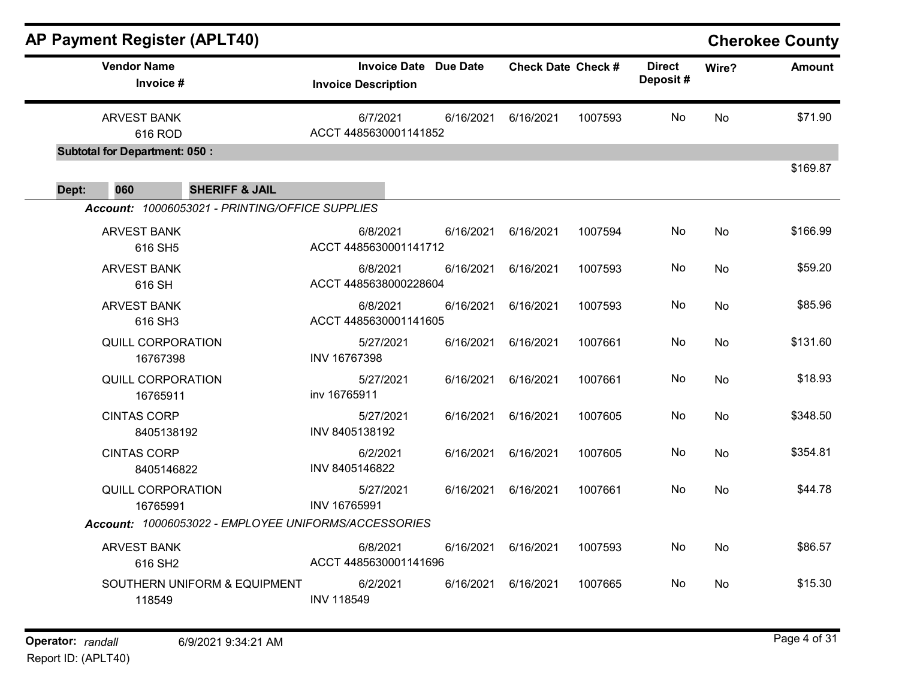# AP Payment Register (APLT40)

**Cherokee County**

| Vendor Name / Invoice # | Invoice Date / Invoice Description | Due Date | Check Date | Check # | Direct Deposit # | Wire? | Amount |
|---|---|---|---|---|---|---|---|
| ARVEST BANK<br>616 ROD | 6/7/2021<br>ACCT 4485630001141852 | 6/16/2021 | 6/16/2021 | 1007593 | No | No | $71.90 |
| **Subtotal for Department: 050 :** | | | | | | | $169.87 |

**Dept: 060 SHERIFF & JAIL**

***Account:** 10006053021 - PRINTING/OFFICE SUPPLIES*

| Vendor Name / Invoice # | Invoice Date / Invoice Description | Due Date | Check Date | Check # | Direct Deposit # | Wire? | Amount |
|---|---|---|---|---|---|---|---|
| ARVEST BANK<br>616 SH5 | 6/8/2021<br>ACCT 4485630001141712 | 6/16/2021 | 6/16/2021 | 1007594 | No | No | $166.99 |
| ARVEST BANK<br>616 SH | 6/8/2021<br>ACCT 4485638000228604 | 6/16/2021 | 6/16/2021 | 1007593 | No | No | $59.20 |
| ARVEST BANK<br>616 SH3 | 6/8/2021<br>ACCT 4485630001141605 | 6/16/2021 | 6/16/2021 | 1007593 | No | No | $85.96 |
| QUILL CORPORATION<br>16767398 | 5/27/2021<br>INV 16767398 | 6/16/2021 | 6/16/2021 | 1007661 | No | No | $131.60 |
| QUILL CORPORATION<br>16765911 | 5/27/2021<br>inv 16765911 | 6/16/2021 | 6/16/2021 | 1007661 | No | No | $18.93 |
| CINTAS CORP<br>8405138192 | 5/27/2021<br>INV 8405138192 | 6/16/2021 | 6/16/2021 | 1007605 | No | No | $348.50 |
| CINTAS CORP<br>8405146822 | 6/2/2021<br>INV 8405146822 | 6/16/2021 | 6/16/2021 | 1007605 | No | No | $354.81 |
| QUILL CORPORATION<br>16765991 | 5/27/2021<br>INV 16765991 | 6/16/2021 | 6/16/2021 | 1007661 | No | No | $44.78 |

***Account:** 10006053022 - EMPLOYEE UNIFORMS/ACCESSORIES*

| Vendor Name / Invoice # | Invoice Date / Invoice Description | Due Date | Check Date | Check # | Direct Deposit # | Wire? | Amount |
|---|---|---|---|---|---|---|---|
| ARVEST BANK<br>616 SH2 | 6/8/2021<br>ACCT 4485630001141696 | 6/16/2021 | 6/16/2021 | 1007593 | No | No | $86.57 |
| SOUTHERN UNIFORM & EQUIPMENT<br>118549 | 6/2/2021<br>INV 118549 | 6/16/2021 | 6/16/2021 | 1007665 | No | No | $15.30 |

**Operator:** *randall* 6/9/2021 9:34:21 AM
Report ID: (APLT40)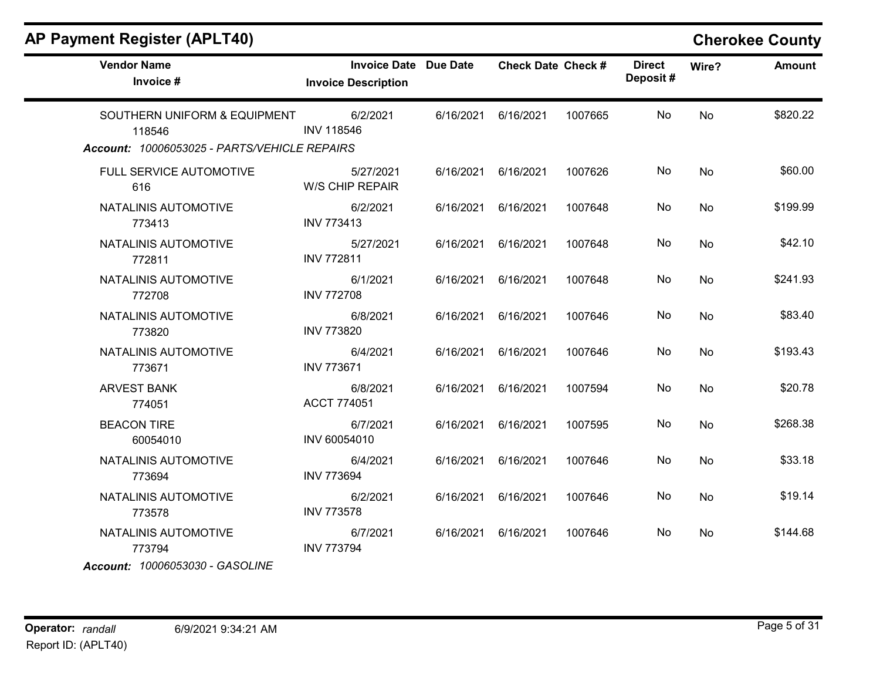## AP Payment Register (APLT40)

**Cherokee County**

| Vendor Name / Invoice # | Invoice Date / Invoice Description | Due Date | Check Date | Check # | Direct Deposit # | Wire? | Amount |
|---|---|---|---|---|---|---|---|
| SOUTHERN UNIFORM & EQUIPMENT 118546 | 6/2/2021 INV 118546 | 6/16/2021 | 6/16/2021 | 1007665 | No | No | $820.22 |

***Account:** 10006053025 - PARTS/VEHICLE REPAIRS*

| Vendor Name / Invoice # | Invoice Date / Invoice Description | Due Date | Check Date | Check # | Direct Deposit # | Wire? | Amount |
|---|---|---|---|---|---|---|---|
| FULL SERVICE AUTOMOTIVE 616 | 5/27/2021 W/S CHIP REPAIR | 6/16/2021 | 6/16/2021 | 1007626 | No | No | $60.00 |
| NATALINIS AUTOMOTIVE 773413 | 6/2/2021 INV 773413 | 6/16/2021 | 6/16/2021 | 1007648 | No | No | $199.99 |
| NATALINIS AUTOMOTIVE 772811 | 5/27/2021 INV 772811 | 6/16/2021 | 6/16/2021 | 1007648 | No | No | $42.10 |
| NATALINIS AUTOMOTIVE 772708 | 6/1/2021 INV 772708 | 6/16/2021 | 6/16/2021 | 1007648 | No | No | $241.93 |
| NATALINIS AUTOMOTIVE 773820 | 6/8/2021 INV 773820 | 6/16/2021 | 6/16/2021 | 1007646 | No | No | $83.40 |
| NATALINIS AUTOMOTIVE 773671 | 6/4/2021 INV 773671 | 6/16/2021 | 6/16/2021 | 1007646 | No | No | $193.43 |
| ARVEST BANK 774051 | 6/8/2021 ACCT 774051 | 6/16/2021 | 6/16/2021 | 1007594 | No | No | $20.78 |
| BEACON TIRE 60054010 | 6/7/2021 INV 60054010 | 6/16/2021 | 6/16/2021 | 1007595 | No | No | $268.38 |
| NATALINIS AUTOMOTIVE 773694 | 6/4/2021 INV 773694 | 6/16/2021 | 6/16/2021 | 1007646 | No | No | $33.18 |
| NATALINIS AUTOMOTIVE 773578 | 6/2/2021 INV 773578 | 6/16/2021 | 6/16/2021 | 1007646 | No | No | $19.14 |
| NATALINIS AUTOMOTIVE 773794 | 6/7/2021 INV 773794 | 6/16/2021 | 6/16/2021 | 1007646 | No | No | $144.68 |

***Account:** 10006053030 - GASOLINE*

**Operator:** *randall* 6/9/2021 9:34:21 AM

Report ID: (APLT40)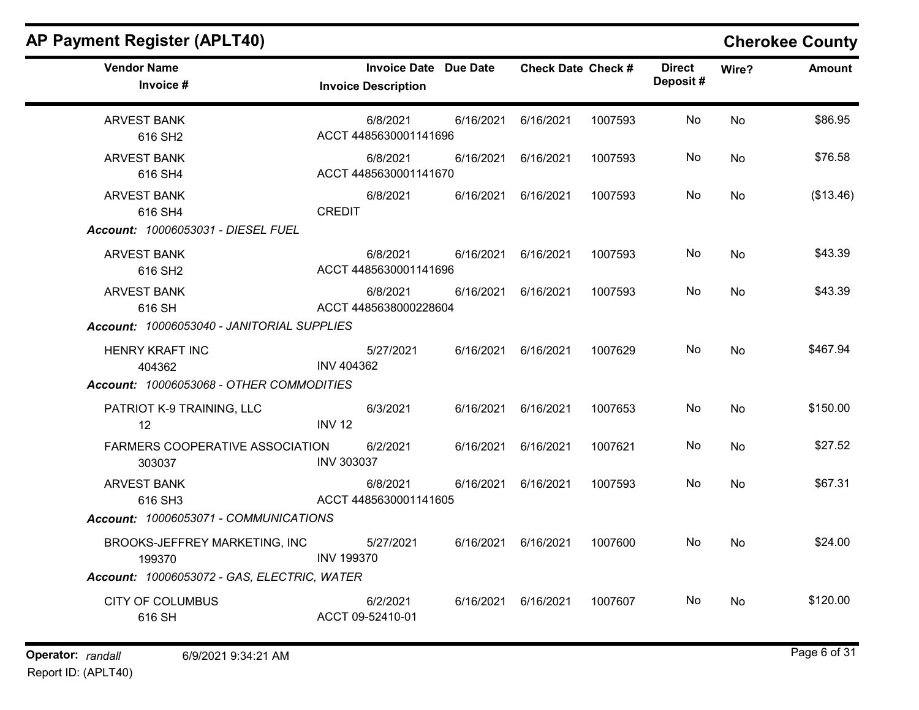## AP Payment Register (APLT40)

**Cherokee County**

| Vendor Name / Invoice # | Invoice Date / Invoice Description | Due Date | Check Date | Check # | Direct Deposit # | Wire? | Amount |
|---|---|---|---|---|---|---|---|
| ARVEST BANK<br>616 SH2 | 6/8/2021<br>ACCT 4485630001141696 | 6/16/2021 | 6/16/2021 | 1007593 | No | No | $86.95 |
| ARVEST BANK<br>616 SH4 | 6/8/2021<br>ACCT 4485630001141670 | 6/16/2021 | 6/16/2021 | 1007593 | No | No | $76.58 |
| ARVEST BANK<br>616 SH4 | 6/8/2021<br>CREDIT | 6/16/2021 | 6/16/2021 | 1007593 | No | No | ($13.46) |
| ***Account:** 10006053031 - DIESEL FUEL* | | | | | | | |
| ARVEST BANK<br>616 SH2 | 6/8/2021<br>ACCT 4485630001141696 | 6/16/2021 | 6/16/2021 | 1007593 | No | No | $43.39 |
| ARVEST BANK<br>616 SH | 6/8/2021<br>ACCT 4485638000228604 | 6/16/2021 | 6/16/2021 | 1007593 | No | No | $43.39 |
| ***Account:** 10006053040 - JANITORIAL SUPPLIES* | | | | | | | |
| HENRY KRAFT INC<br>404362 | 5/27/2021<br>INV 404362 | 6/16/2021 | 6/16/2021 | 1007629 | No | No | $467.94 |
| ***Account:** 10006053068 - OTHER COMMODITIES* | | | | | | | |
| PATRIOT K-9 TRAINING, LLC<br>12 | 6/3/2021<br>INV 12 | 6/16/2021 | 6/16/2021 | 1007653 | No | No | $150.00 |
| FARMERS COOPERATIVE ASSOCIATION<br>303037 | 6/2/2021<br>INV 303037 | 6/16/2021 | 6/16/2021 | 1007621 | No | No | $27.52 |
| ARVEST BANK<br>616 SH3 | 6/8/2021<br>ACCT 4485630001141605 | 6/16/2021 | 6/16/2021 | 1007593 | No | No | $67.31 |
| ***Account:** 10006053071 - COMMUNICATIONS* | | | | | | | |
| BROOKS-JEFFREY MARKETING, INC<br>199370 | 5/27/2021<br>INV 199370 | 6/16/2021 | 6/16/2021 | 1007600 | No | No | $24.00 |
| ***Account:** 10006053072 - GAS, ELECTRIC, WATER* | | | | | | | |
| CITY OF COLUMBUS<br>616 SH | 6/2/2021<br>ACCT 09-52410-01 | 6/16/2021 | 6/16/2021 | 1007607 | No | No | $120.00 |

**Operator:** *randall* 6/9/2021 9:34:21 AM

Report ID: (APLT40)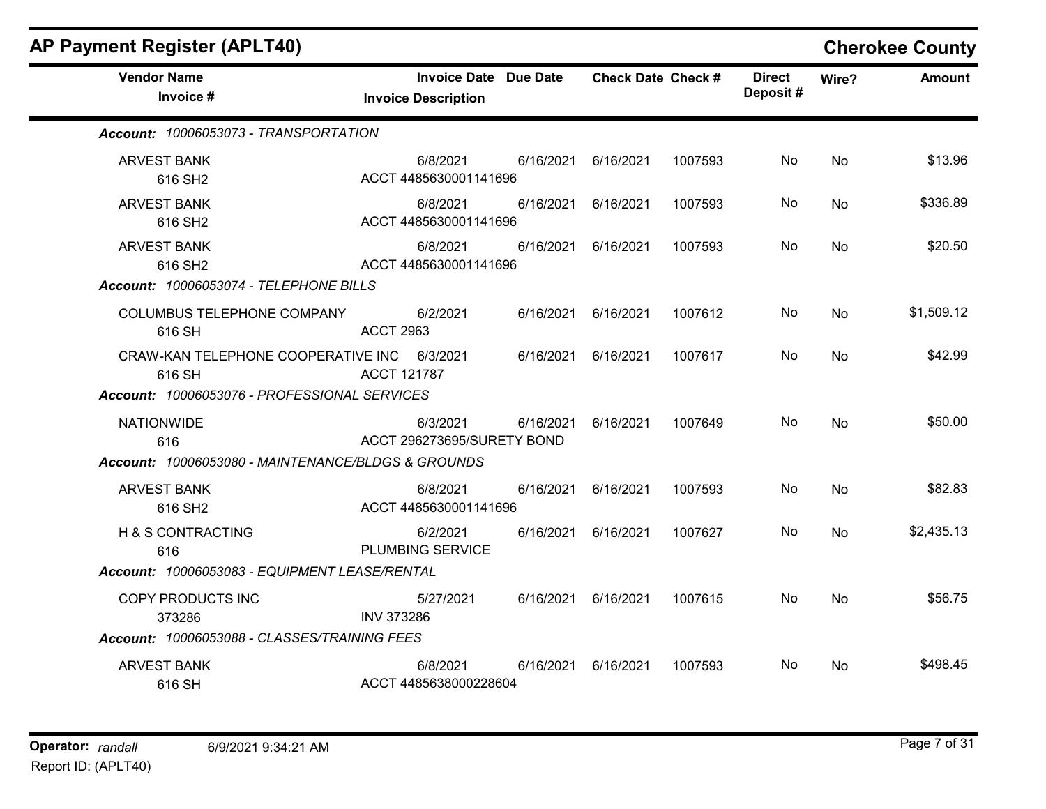# AP Payment Register (APLT40)

## Cherokee County

| Vendor Name / Invoice # | Invoice Date / Invoice Description | Due Date | Check Date | Check # | Direct Deposit # | Wire? | Amount |
|---|---|---|---|---|---|---|---|
| ***Account: 10006053073 - TRANSPORTATION*** | | | | | | | |
| ARVEST BANK<br>616 SH2 | 6/8/2021<br>ACCT 4485630001141696 | 6/16/2021 | 6/16/2021 | 1007593 | No | No | $13.96 |
| ARVEST BANK<br>616 SH2 | 6/8/2021<br>ACCT 4485630001141696 | 6/16/2021 | 6/16/2021 | 1007593 | No | No | $336.89 |
| ARVEST BANK<br>616 SH2 | 6/8/2021<br>ACCT 4485630001141696 | 6/16/2021 | 6/16/2021 | 1007593 | No | No | $20.50 |
| ***Account: 10006053074 - TELEPHONE BILLS*** | | | | | | | |
| COLUMBUS TELEPHONE COMPANY<br>616 SH | 6/2/2021<br>ACCT 2963 | 6/16/2021 | 6/16/2021 | 1007612 | No | No | $1,509.12 |
| CRAW-KAN TELEPHONE COOPERATIVE INC<br>616 SH | 6/3/2021<br>ACCT 121787 | 6/16/2021 | 6/16/2021 | 1007617 | No | No | $42.99 |
| ***Account: 10006053076 - PROFESSIONAL SERVICES*** | | | | | | | |
| NATIONWIDE<br>616 | 6/3/2021<br>ACCT 296273695/SURETY BOND | 6/16/2021 | 6/16/2021 | 1007649 | No | No | $50.00 |
| ***Account: 10006053080 - MAINTENANCE/BLDGS & GROUNDS*** | | | | | | | |
| ARVEST BANK<br>616 SH2 | 6/8/2021<br>ACCT 4485630001141696 | 6/16/2021 | 6/16/2021 | 1007593 | No | No | $82.83 |
| H & S CONTRACTING<br>616 | 6/2/2021<br>PLUMBING SERVICE | 6/16/2021 | 6/16/2021 | 1007627 | No | No | $2,435.13 |
| ***Account: 10006053083 - EQUIPMENT LEASE/RENTAL*** | | | | | | | |
| COPY PRODUCTS INC<br>373286 | 5/27/2021<br>INV 373286 | 6/16/2021 | 6/16/2021 | 1007615 | No | No | $56.75 |
| ***Account: 10006053088 - CLASSES/TRAINING FEES*** | | | | | | | |
| ARVEST BANK<br>616 SH | 6/8/2021<br>ACCT 4485638000228604 | 6/16/2021 | 6/16/2021 | 1007593 | No | No | $498.45 |

**Operator:** *randall* 6/9/2021 9:34:21 AM
Report ID: (APLT40)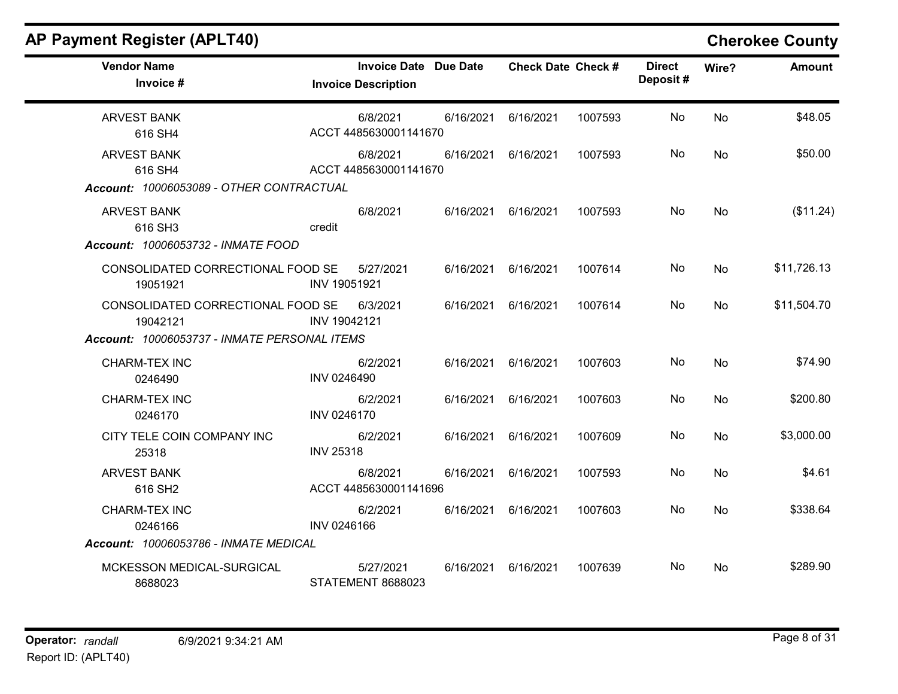## AP Payment Register (APLT40)

**Cherokee County**

| Vendor Name / Invoice # | Invoice Date / Invoice Description | Due Date | Check Date | Check # | Direct Deposit # | Wire? | Amount |
|---|---|---|---|---|---|---|---|
| ARVEST BANK<br>616 SH4 | 6/8/2021<br>ACCT 4485630001141670 | 6/16/2021 | 6/16/2021 | 1007593 | No | No | $48.05 |
| ARVEST BANK<br>616 SH4 | 6/8/2021<br>ACCT 4485630001141670 | 6/16/2021 | 6/16/2021 | 1007593 | No | No | $50.00 |
| ***Account:** 10006053089 - OTHER CONTRACTUAL* | | | | | | | |
| ARVEST BANK<br>616 SH3 | 6/8/2021<br>credit | 6/16/2021 | 6/16/2021 | 1007593 | No | No | ($11.24) |
| ***Account:** 10006053732 - INMATE FOOD* | | | | | | | |
| CONSOLIDATED CORRECTIONAL FOOD SE<br>19051921 | 5/27/2021<br>INV 19051921 | 6/16/2021 | 6/16/2021 | 1007614 | No | No | $11,726.13 |
| CONSOLIDATED CORRECTIONAL FOOD SE<br>19042121 | 6/3/2021<br>INV 19042121 | 6/16/2021 | 6/16/2021 | 1007614 | No | No | $11,504.70 |
| ***Account:** 10006053737 - INMATE PERSONAL ITEMS* | | | | | | | |
| CHARM-TEX INC<br>0246490 | 6/2/2021<br>INV 0246490 | 6/16/2021 | 6/16/2021 | 1007603 | No | No | $74.90 |
| CHARM-TEX INC<br>0246170 | 6/2/2021<br>INV 0246170 | 6/16/2021 | 6/16/2021 | 1007603 | No | No | $200.80 |
| CITY TELE COIN COMPANY INC<br>25318 | 6/2/2021<br>INV 25318 | 6/16/2021 | 6/16/2021 | 1007609 | No | No | $3,000.00 |
| ARVEST BANK<br>616 SH2 | 6/8/2021<br>ACCT 4485630001141696 | 6/16/2021 | 6/16/2021 | 1007593 | No | No | $4.61 |
| CHARM-TEX INC<br>0246166 | 6/2/2021<br>INV 0246166 | 6/16/2021 | 6/16/2021 | 1007603 | No | No | $338.64 |
| ***Account:** 10006053786 - INMATE MEDICAL* | | | | | | | |
| MCKESSON MEDICAL-SURGICAL<br>8688023 | 5/27/2021<br>STATEMENT 8688023 | 6/16/2021 | 6/16/2021 | 1007639 | No | No | $289.90 |

**Operator:** *randall* 6/9/2021 9:34:21 AM

Report ID: (APLT40)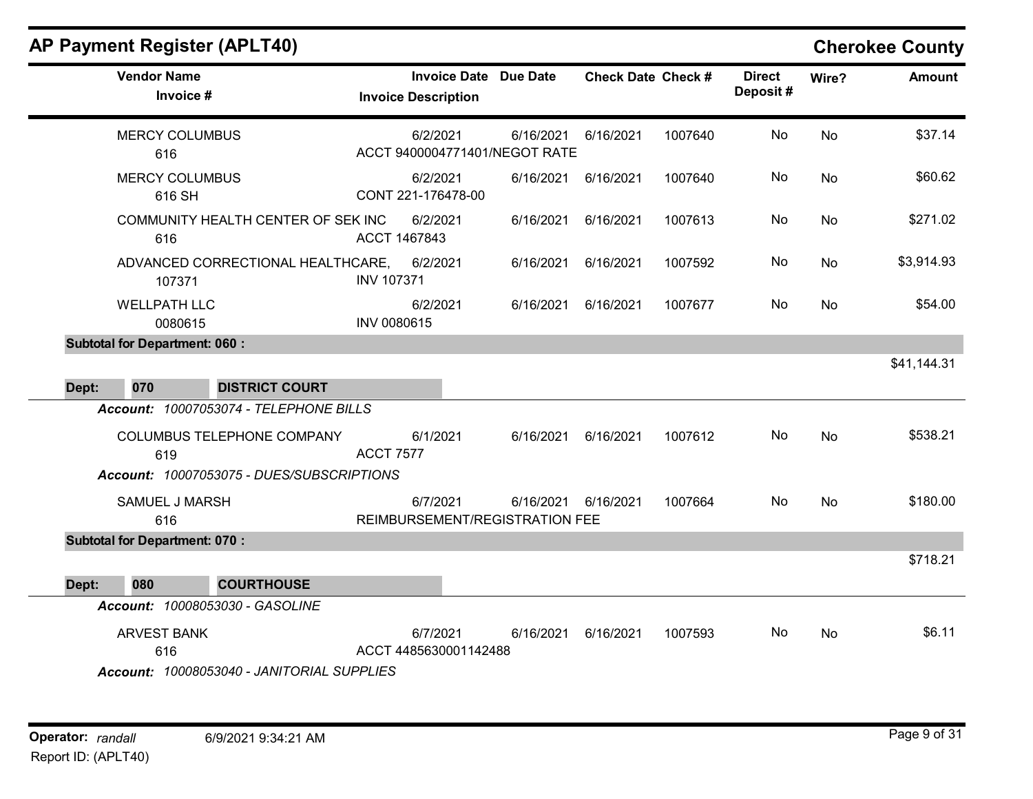## AP Payment Register (APLT40)

**Cherokee County**

| Vendor Name / Invoice # | Invoice Date / Invoice Description | Due Date | Check Date | Check # | Direct Deposit # | Wire? | Amount |
|---|---|---|---|---|---|---|---|
| MERCY COLUMBUS<br>616 | 6/2/2021<br>ACCT 9400004771401/NEGOT RATE | 6/16/2021 | 6/16/2021 | 1007640 | No | No | $37.14 |
| MERCY COLUMBUS<br>616 SH | 6/2/2021<br>CONT 221-176478-00 | 6/16/2021 | 6/16/2021 | 1007640 | No | No | $60.62 |
| COMMUNITY HEALTH CENTER OF SEK INC<br>616 | 6/2/2021<br>ACCT 1467843 | 6/16/2021 | 6/16/2021 | 1007613 | No | No | $271.02 |
| ADVANCED CORRECTIONAL HEALTHCARE,<br>107371 | 6/2/2021<br>INV 107371 | 6/16/2021 | 6/16/2021 | 1007592 | No | No | $3,914.93 |
| WELLPATH LLC<br>0080615 | 6/2/2021<br>INV 0080615 | 6/16/2021 | 6/16/2021 | 1007677 | No | No | $54.00 |
| **Subtotal for Department: 060 :** | | | | | | | $41,144.31 |

**Dept: 070 DISTRICT COURT**

*Account: 10007053074 - TELEPHONE BILLS*

| Vendor Name / Invoice # | Invoice Date / Invoice Description | Due Date | Check Date | Check # | Direct Deposit # | Wire? | Amount |
|---|---|---|---|---|---|---|---|
| COLUMBUS TELEPHONE COMPANY<br>619 | 6/1/2021<br>ACCT 7577 | 6/16/2021 | 6/16/2021 | 1007612 | No | No | $538.21 |

*Account: 10007053075 - DUES/SUBSCRIPTIONS*

| Vendor Name / Invoice # | Invoice Date / Invoice Description | Due Date | Check Date | Check # | Direct Deposit # | Wire? | Amount |
|---|---|---|---|---|---|---|---|
| SAMUEL J MARSH<br>616 | 6/7/2021<br>REIMBURSEMENT/REGISTRATION FEE | 6/16/2021 | 6/16/2021 | 1007664 | No | No | $180.00 |
| **Subtotal for Department: 070 :** | | | | | | | $718.21 |

**Dept: 080 COURTHOUSE**

*Account: 10008053030 - GASOLINE*

| Vendor Name / Invoice # | Invoice Date / Invoice Description | Due Date | Check Date | Check # | Direct Deposit # | Wire? | Amount |
|---|---|---|---|---|---|---|---|
| ARVEST BANK<br>616 | 6/7/2021<br>ACCT 4485630001142488 | 6/16/2021 | 6/16/2021 | 1007593 | No | No | $6.11 |

*Account: 10008053040 - JANITORIAL SUPPLIES*

Operator: *randall* 6/9/2021 9:34:21 AM
Report ID: (APLT40)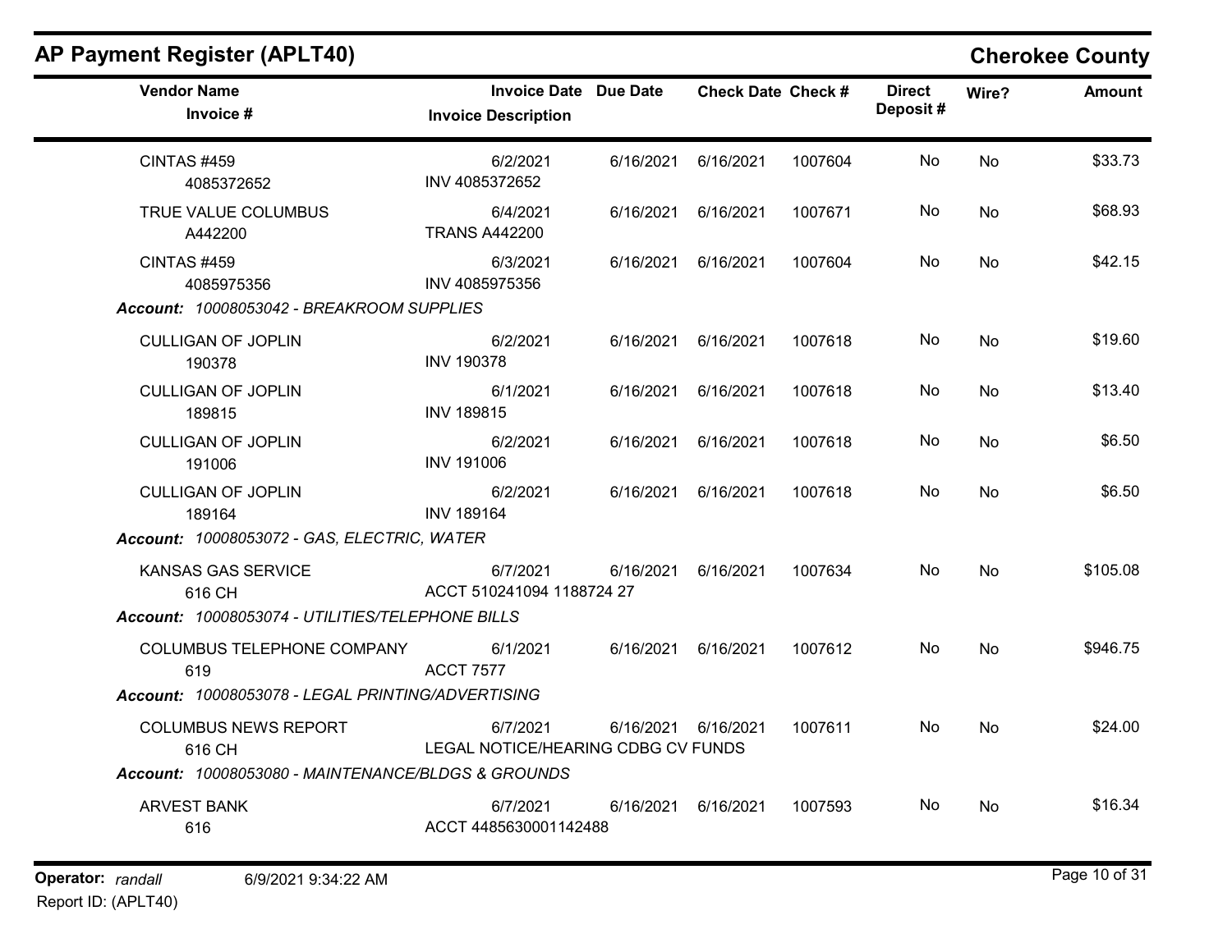## AP Payment Register (APLT40)

**Cherokee County**

| Vendor Name / Invoice # | Invoice Date / Invoice Description | Due Date | Check Date | Check # | Direct Deposit # | Wire? | Amount |
|---|---|---|---|---|---|---|---|
| CINTAS #459<br>4085372652 | 6/2/2021<br>INV 4085372652 | 6/16/2021 | 6/16/2021 | 1007604 | No | No | $33.73 |
| TRUE VALUE COLUMBUS<br>A442200 | 6/4/2021<br>TRANS A442200 | 6/16/2021 | 6/16/2021 | 1007671 | No | No | $68.93 |
| CINTAS #459<br>4085975356 | 6/3/2021<br>INV 4085975356 | 6/16/2021 | 6/16/2021 | 1007604 | No | No | $42.15 |
| ***Account:* 10008053042 - BREAKROOM SUPPLIES** | | | | | | | |
| CULLIGAN OF JOPLIN<br>190378 | 6/2/2021<br>INV 190378 | 6/16/2021 | 6/16/2021 | 1007618 | No | No | $19.60 |
| CULLIGAN OF JOPLIN<br>189815 | 6/1/2021<br>INV 189815 | 6/16/2021 | 6/16/2021 | 1007618 | No | No | $13.40 |
| CULLIGAN OF JOPLIN<br>191006 | 6/2/2021<br>INV 191006 | 6/16/2021 | 6/16/2021 | 1007618 | No | No | $6.50 |
| CULLIGAN OF JOPLIN<br>189164 | 6/2/2021<br>INV 189164 | 6/16/2021 | 6/16/2021 | 1007618 | No | No | $6.50 |
| ***Account:* 10008053072 - GAS, ELECTRIC, WATER** | | | | | | | |
| KANSAS GAS SERVICE<br>616 CH | 6/7/2021<br>ACCT 510241094 1188724 27 | 6/16/2021 | 6/16/2021 | 1007634 | No | No | $105.08 |
| ***Account:* 10008053074 - UTILITIES/TELEPHONE BILLS** | | | | | | | |
| COLUMBUS TELEPHONE COMPANY<br>619 | 6/1/2021<br>ACCT 7577 | 6/16/2021 | 6/16/2021 | 1007612 | No | No | $946.75 |
| ***Account:* 10008053078 - LEGAL PRINTING/ADVERTISING** | | | | | | | |
| COLUMBUS NEWS REPORT<br>616 CH | 6/7/2021<br>LEGAL NOTICE/HEARING CDBG CV FUNDS | 6/16/2021 | 6/16/2021 | 1007611 | No | No | $24.00 |
| ***Account:* 10008053080 - MAINTENANCE/BLDGS & GROUNDS** | | | | | | | |
| ARVEST BANK<br>616 | 6/7/2021<br>ACCT 4485630001142488 | 6/16/2021 | 6/16/2021 | 1007593 | No | No | $16.34 |

**Operator:** *randall* 6/9/2021 9:34:22 AM
Report ID: (APLT40)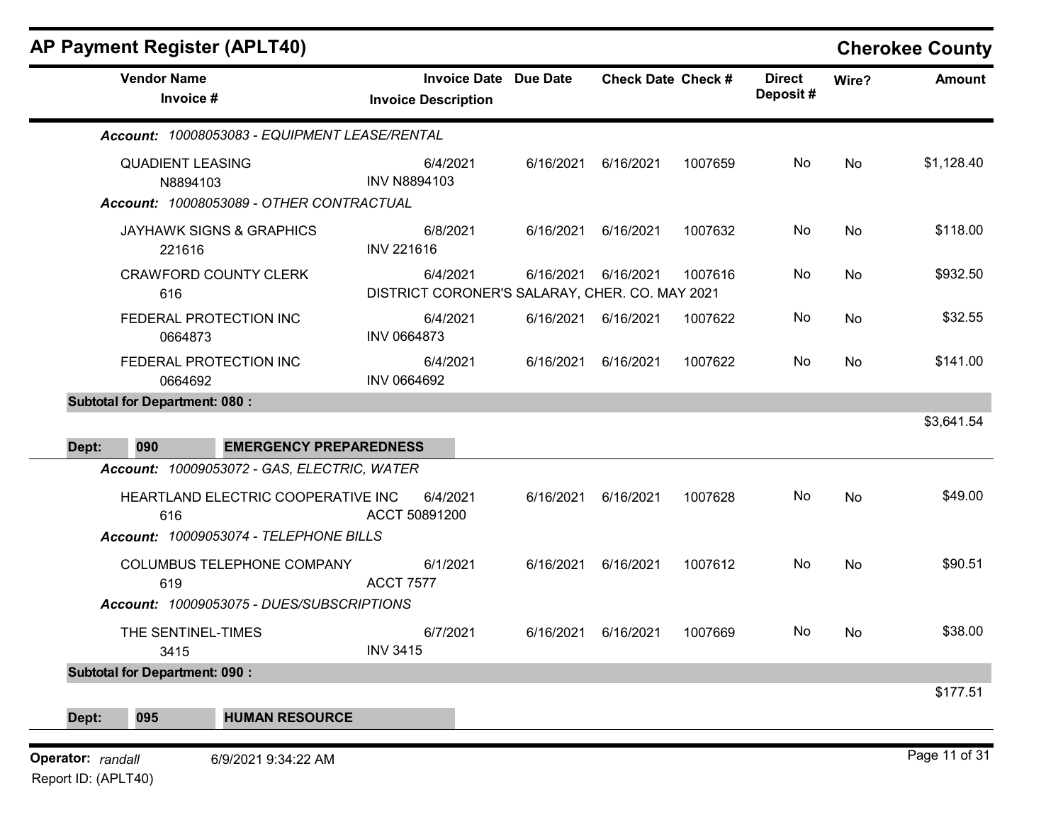## AP Payment Register (APLT40) — Cherokee County

| Vendor Name / Invoice # | Invoice Date / Invoice Description | Due Date | Check Date | Check # | Direct Deposit # | Wire? | Amount |
|---|---|---|---|---|---|---|---|
| ***Account:* 10008053083 - EQUIPMENT LEASE/RENTAL** | | | | | | | |
| QUADIENT LEASING<br>N8894103 | 6/4/2021<br>INV N8894103 | 6/16/2021 | 6/16/2021 | 1007659 | No | No | $1,128.40 |
| ***Account:* 10008053089 - OTHER CONTRACTUAL** | | | | | | | |
| JAYHAWK SIGNS & GRAPHICS<br>221616 | 6/8/2021<br>INV 221616 | 6/16/2021 | 6/16/2021 | 1007632 | No | No | $118.00 |
| CRAWFORD COUNTY CLERK<br>616 | 6/4/2021<br>DISTRICT CORONER'S SALARAY, CHER. CO. MAY 2021 | 6/16/2021 | 6/16/2021 | 1007616 | No | No | $932.50 |
| FEDERAL PROTECTION INC<br>0664873 | 6/4/2021<br>INV 0664873 | 6/16/2021 | 6/16/2021 | 1007622 | No | No | $32.55 |
| FEDERAL PROTECTION INC<br>0664692 | 6/4/2021<br>INV 0664692 | 6/16/2021 | 6/16/2021 | 1007622 | No | No | $141.00 |
| **Subtotal for Department: 080 :** | | | | | | | $3,641.54 |
| **Dept: 090 EMERGENCY PREPAREDNESS** | | | | | | | |
| ***Account:* 10009053072 - GAS, ELECTRIC, WATER** | | | | | | | |
| HEARTLAND ELECTRIC COOPERATIVE INC<br>616 | 6/4/2021<br>ACCT 50891200 | 6/16/2021 | 6/16/2021 | 1007628 | No | No | $49.00 |
| ***Account:* 10009053074 - TELEPHONE BILLS** | | | | | | | |
| COLUMBUS TELEPHONE COMPANY<br>619 | 6/1/2021<br>ACCT 7577 | 6/16/2021 | 6/16/2021 | 1007612 | No | No | $90.51 |
| ***Account:* 10009053075 - DUES/SUBSCRIPTIONS** | | | | | | | |
| THE SENTINEL-TIMES<br>3415 | 6/7/2021<br>INV 3415 | 6/16/2021 | 6/16/2021 | 1007669 | No | No | $38.00 |
| **Subtotal for Department: 090 :** | | | | | | | $177.51 |
| **Dept: 095 HUMAN RESOURCE** | | | | | | | |

Operator: *randall* 6/9/2021 9:34:22 AM
Report ID: (APLT40)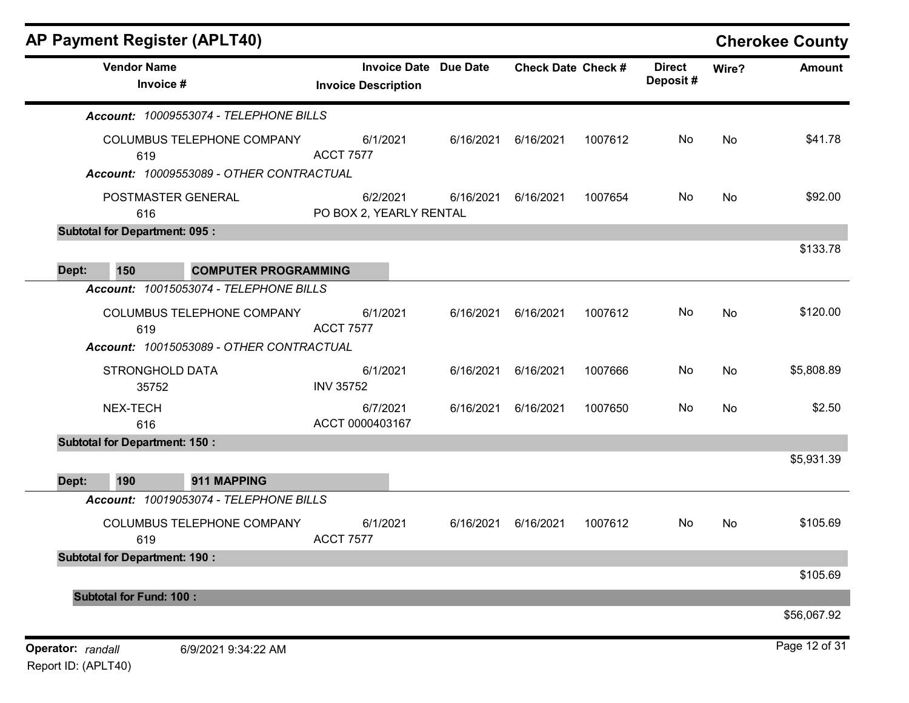# AP Payment Register (APLT40)

**Cherokee County**

| Vendor Name / Invoice # | Invoice Date / Invoice Description | Due Date | Check Date | Check # | Direct Deposit # | Wire? | Amount |
|---|---|---|---|---|---|---|---|
| ***Account:* 10009553074 - TELEPHONE BILLS** | | | | | | | |
| COLUMBUS TELEPHONE COMPANY<br>619 | 6/1/2021<br>ACCT 7577 | 6/16/2021 | 6/16/2021 | 1007612 | No | No | $41.78 |
| ***Account:* 10009553089 - OTHER CONTRACTUAL** | | | | | | | |
| POSTMASTER GENERAL<br>616 | 6/2/2021<br>PO BOX 2, YEARLY RENTAL | 6/16/2021 | 6/16/2021 | 1007654 | No | No | $92.00 |
| **Subtotal for Department: 095 :** | | | | | | | $133.78 |
| **Dept: 150 COMPUTER PROGRAMMING** | | | | | | | |
| ***Account:* 10015053074 - TELEPHONE BILLS** | | | | | | | |
| COLUMBUS TELEPHONE COMPANY<br>619 | 6/1/2021<br>ACCT 7577 | 6/16/2021 | 6/16/2021 | 1007612 | No | No | $120.00 |
| ***Account:* 10015053089 - OTHER CONTRACTUAL** | | | | | | | |
| STRONGHOLD DATA<br>35752 | 6/1/2021<br>INV 35752 | 6/16/2021 | 6/16/2021 | 1007666 | No | No | $5,808.89 |
| NEX-TECH<br>616 | 6/7/2021<br>ACCT 0000403167 | 6/16/2021 | 6/16/2021 | 1007650 | No | No | $2.50 |
| **Subtotal for Department: 150 :** | | | | | | | $5,931.39 |
| **Dept: 190 911 MAPPING** | | | | | | | |
| ***Account:* 10019053074 - TELEPHONE BILLS** | | | | | | | |
| COLUMBUS TELEPHONE COMPANY<br>619 | 6/1/2021<br>ACCT 7577 | 6/16/2021 | 6/16/2021 | 1007612 | No | No | $105.69 |
| **Subtotal for Department: 190 :** | | | | | | | $105.69 |
| **Subtotal for Fund: 100 :** | | | | | | | $56,067.92 |

**Operator:** *randall* 6/9/2021 9:34:22 AM

Report ID: (APLT40)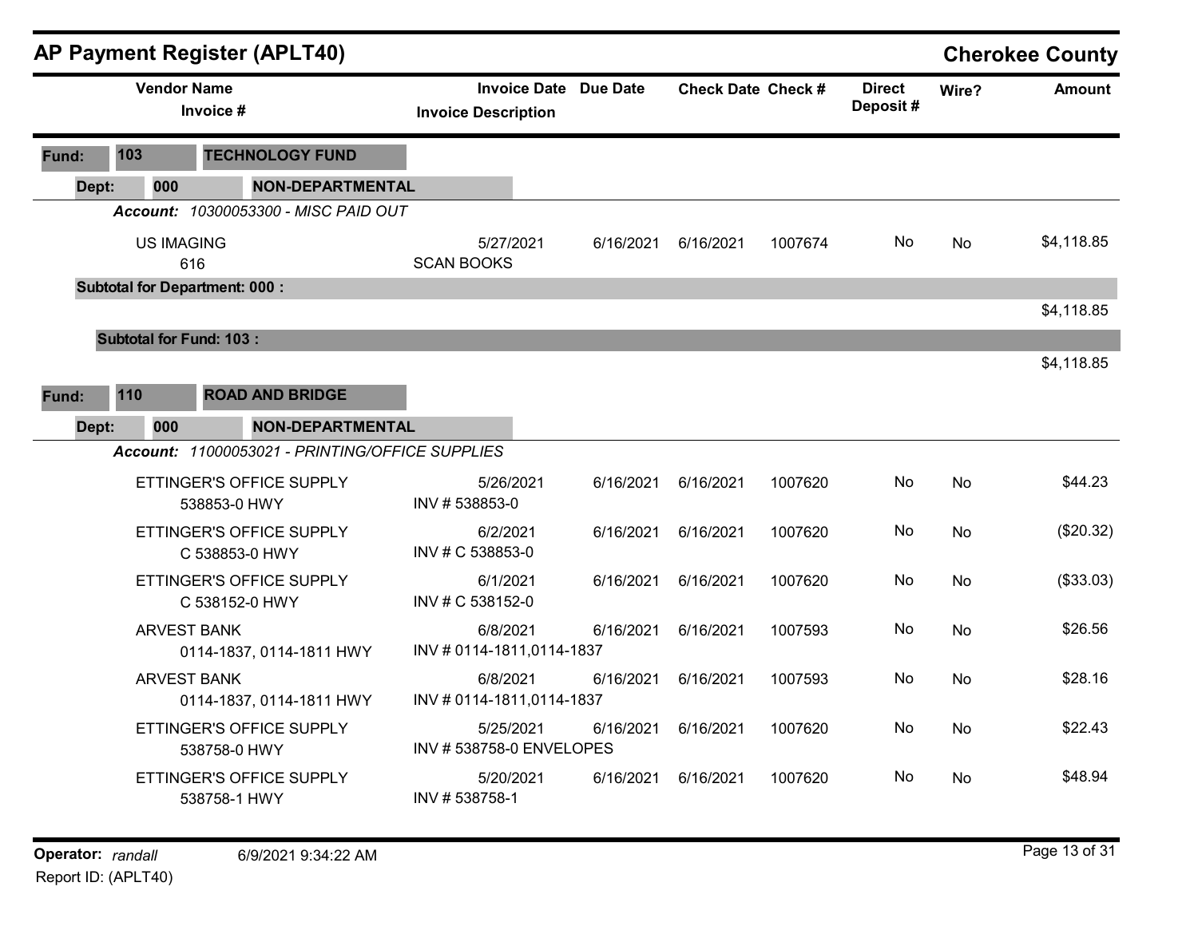# AP Payment Register (APLT40)

**Cherokee County**

| Vendor Name / Invoice # | Invoice Date / Invoice Description | Due Date | Check Date | Check # | Direct Deposit # | Wire? | Amount |
|---|---|---|---|---|---|---|---|
| **Fund: 103 TECHNOLOGY FUND** | | | | | | | |
| **Dept: 000 NON-DEPARTMENTAL** | | | | | | | |
| ***Account: 10300053300 - MISC PAID OUT*** | | | | | | | |
| US IMAGING<br>616 | 5/27/2021<br>SCAN BOOKS | 6/16/2021 | 6/16/2021 | 1007674 | No | No | $4,118.85 |
| **Subtotal for Department: 000 :** | | | | | | | $4,118.85 |
| **Subtotal for Fund: 103 :** | | | | | | | $4,118.85 |
| **Fund: 110 ROAD AND BRIDGE** | | | | | | | |
| **Dept: 000 NON-DEPARTMENTAL** | | | | | | | |
| ***Account: 11000053021 - PRINTING/OFFICE SUPPLIES*** | | | | | | | |
| ETTINGER'S OFFICE SUPPLY<br>538853-0 HWY | 5/26/2021<br>INV # 538853-0 | 6/16/2021 | 6/16/2021 | 1007620 | No | No | $44.23 |
| ETTINGER'S OFFICE SUPPLY<br>C 538853-0 HWY | 6/2/2021<br>INV # C 538853-0 | 6/16/2021 | 6/16/2021 | 1007620 | No | No | ($20.32) |
| ETTINGER'S OFFICE SUPPLY<br>C 538152-0 HWY | 6/1/2021<br>INV # C 538152-0 | 6/16/2021 | 6/16/2021 | 1007620 | No | No | ($33.03) |
| ARVEST BANK<br>0114-1837, 0114-1811 HWY | 6/8/2021<br>INV # 0114-1811,0114-1837 | 6/16/2021 | 6/16/2021 | 1007593 | No | No | $26.56 |
| ARVEST BANK<br>0114-1837, 0114-1811 HWY | 6/8/2021<br>INV # 0114-1811,0114-1837 | 6/16/2021 | 6/16/2021 | 1007593 | No | No | $28.16 |
| ETTINGER'S OFFICE SUPPLY<br>538758-0 HWY | 5/25/2021<br>INV # 538758-0 ENVELOPES | 6/16/2021 | 6/16/2021 | 1007620 | No | No | $22.43 |
| ETTINGER'S OFFICE SUPPLY<br>538758-1 HWY | 5/20/2021<br>INV # 538758-1 | 6/16/2021 | 6/16/2021 | 1007620 | No | No | $48.94 |

Operator: *randall* 6/9/2021 9:34:22 AM

Report ID: (APLT40)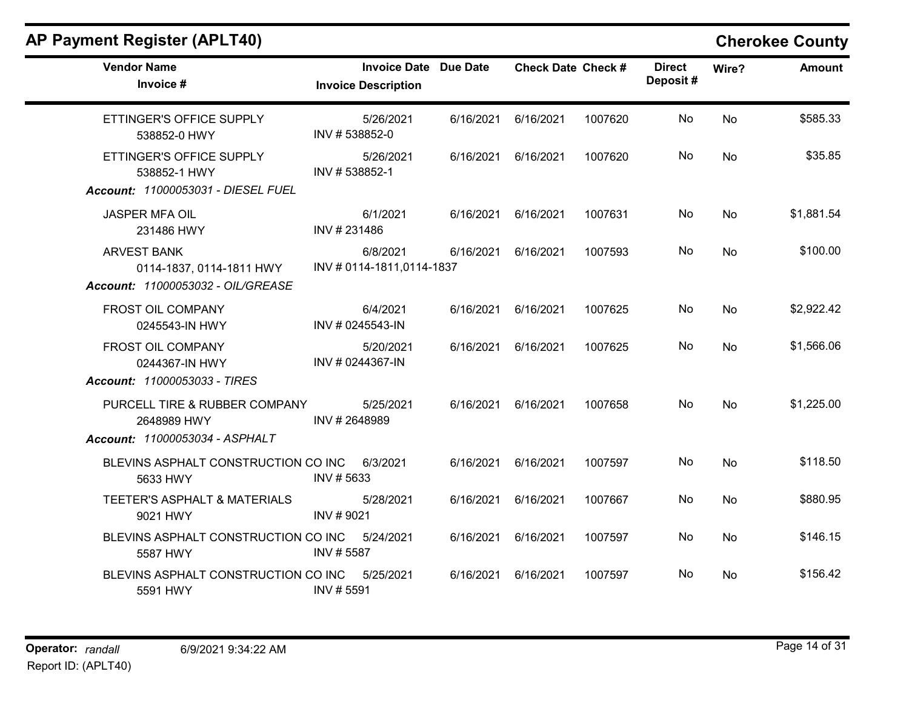## AP Payment Register (APLT40)

**Cherokee County**

| Vendor Name / Invoice # | Invoice Date / Invoice Description | Due Date | Check Date | Check # | Direct Deposit # | Wire? | Amount |
|---|---|---|---|---|---|---|---|
| ETTINGER'S OFFICE SUPPLY<br>538852-0 HWY | 5/26/2021<br>INV # 538852-0 | 6/16/2021 | 6/16/2021 | 1007620 | No | No | $585.33 |
| ETTINGER'S OFFICE SUPPLY<br>538852-1 HWY | 5/26/2021<br>INV # 538852-1 | 6/16/2021 | 6/16/2021 | 1007620 | No | No | $35.85 |
| ***Account: 11000053031 - DIESEL FUEL*** | | | | | | | |
| JASPER MFA OIL<br>231486 HWY | 6/1/2021<br>INV # 231486 | 6/16/2021 | 6/16/2021 | 1007631 | No | No | $1,881.54 |
| ARVEST BANK<br>0114-1837, 0114-1811 HWY | 6/8/2021<br>INV # 0114-1811,0114-1837 | 6/16/2021 | 6/16/2021 | 1007593 | No | No | $100.00 |
| ***Account: 11000053032 - OIL/GREASE*** | | | | | | | |
| FROST OIL COMPANY<br>0245543-IN HWY | 6/4/2021<br>INV # 0245543-IN | 6/16/2021 | 6/16/2021 | 1007625 | No | No | $2,922.42 |
| FROST OIL COMPANY<br>0244367-IN HWY | 5/20/2021<br>INV # 0244367-IN | 6/16/2021 | 6/16/2021 | 1007625 | No | No | $1,566.06 |
| ***Account: 11000053033 - TIRES*** | | | | | | | |
| PURCELL TIRE & RUBBER COMPANY<br>2648989 HWY | 5/25/2021<br>INV # 2648989 | 6/16/2021 | 6/16/2021 | 1007658 | No | No | $1,225.00 |
| ***Account: 11000053034 - ASPHALT*** | | | | | | | |
| BLEVINS ASPHALT CONSTRUCTION CO INC<br>5633 HWY | 6/3/2021<br>INV # 5633 | 6/16/2021 | 6/16/2021 | 1007597 | No | No | $118.50 |
| TEETER'S ASPHALT & MATERIALS<br>9021 HWY | 5/28/2021<br>INV # 9021 | 6/16/2021 | 6/16/2021 | 1007667 | No | No | $880.95 |
| BLEVINS ASPHALT CONSTRUCTION CO INC<br>5587 HWY | 5/24/2021<br>INV # 5587 | 6/16/2021 | 6/16/2021 | 1007597 | No | No | $146.15 |
| BLEVINS ASPHALT CONSTRUCTION CO INC<br>5591 HWY | 5/25/2021<br>INV # 5591 | 6/16/2021 | 6/16/2021 | 1007597 | No | No | $156.42 |

**Operator:** *randall* 6/9/2021 9:34:22 AM

Report ID: (APLT40)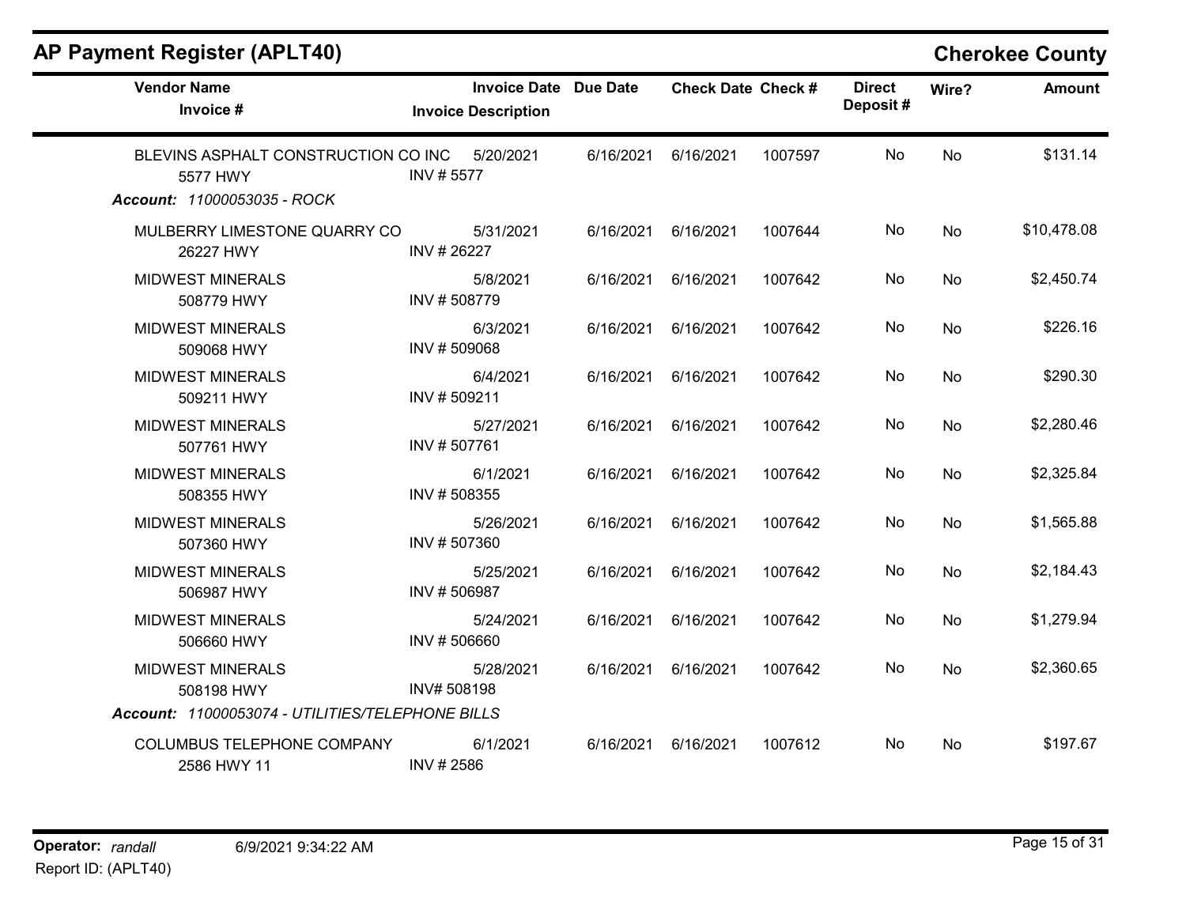## AP Payment Register (APLT40)

**Cherokee County**

| Vendor Name / Invoice # | Invoice Date / Invoice Description | Due Date | Check Date | Check # | Direct Deposit # | Wire? | Amount |
|---|---|---|---|---|---|---|---|
| BLEVINS ASPHALT CONSTRUCTION CO INC<br>5577 HWY | 5/20/2021<br>INV # 5577 | 6/16/2021 | 6/16/2021 | 1007597 | No | No | $131.14 |
| ***Account:** 11000053035 - ROCK* | | | | | | | |
| MULBERRY LIMESTONE QUARRY CO<br>26227 HWY | 5/31/2021<br>INV # 26227 | 6/16/2021 | 6/16/2021 | 1007644 | No | No | $10,478.08 |
| MIDWEST MINERALS<br>508779 HWY | 5/8/2021<br>INV # 508779 | 6/16/2021 | 6/16/2021 | 1007642 | No | No | $2,450.74 |
| MIDWEST MINERALS<br>509068 HWY | 6/3/2021<br>INV # 509068 | 6/16/2021 | 6/16/2021 | 1007642 | No | No | $226.16 |
| MIDWEST MINERALS<br>509211 HWY | 6/4/2021<br>INV # 509211 | 6/16/2021 | 6/16/2021 | 1007642 | No | No | $290.30 |
| MIDWEST MINERALS<br>507761 HWY | 5/27/2021<br>INV # 507761 | 6/16/2021 | 6/16/2021 | 1007642 | No | No | $2,280.46 |
| MIDWEST MINERALS<br>508355 HWY | 6/1/2021<br>INV # 508355 | 6/16/2021 | 6/16/2021 | 1007642 | No | No | $2,325.84 |
| MIDWEST MINERALS<br>507360 HWY | 5/26/2021<br>INV # 507360 | 6/16/2021 | 6/16/2021 | 1007642 | No | No | $1,565.88 |
| MIDWEST MINERALS<br>506987 HWY | 5/25/2021<br>INV # 506987 | 6/16/2021 | 6/16/2021 | 1007642 | No | No | $2,184.43 |
| MIDWEST MINERALS<br>506660 HWY | 5/24/2021<br>INV # 506660 | 6/16/2021 | 6/16/2021 | 1007642 | No | No | $1,279.94 |
| MIDWEST MINERALS<br>508198 HWY | 5/28/2021<br>INV# 508198 | 6/16/2021 | 6/16/2021 | 1007642 | No | No | $2,360.65 |
| ***Account:** 11000053074 - UTILITIES/TELEPHONE BILLS* | | | | | | | |
| COLUMBUS TELEPHONE COMPANY<br>2586 HWY 11 | 6/1/2021<br>INV # 2586 | 6/16/2021 | 6/16/2021 | 1007612 | No | No | $197.67 |

**Operator:** *randall* 6/9/2021 9:34:22 AM

Report ID: (APLT40)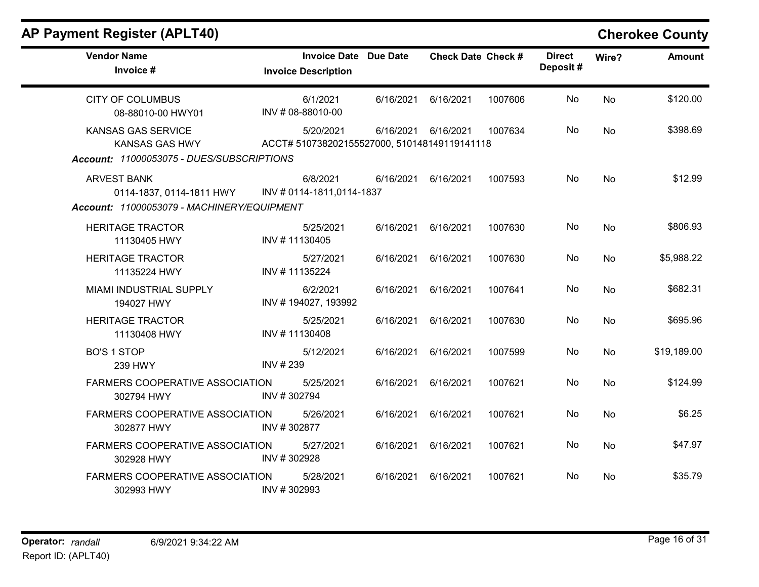## AP Payment Register (APLT40)

**Cherokee County**

| Vendor Name / Invoice # | Invoice Date / Invoice Description | Due Date | Check Date | Check # | Direct Deposit # | Wire? | Amount |
|---|---|---|---|---|---|---|---|
| CITY OF COLUMBUS<br>08-88010-00 HWY01 | 6/1/2021<br>INV # 08-88010-00 | 6/16/2021 | 6/16/2021 | 1007606 | No | No | $120.00 |
| KANSAS GAS SERVICE<br>KANSAS GAS HWY | 5/20/2021<br>ACCT# 510738202155527000, 510148149119141118 | 6/16/2021 | 6/16/2021 | 1007634 | No | No | $398.69 |

*Account: 11000053075 - DUES/SUBSCRIPTIONS*

| Vendor Name / Invoice # | Invoice Date / Invoice Description | Due Date | Check Date | Check # | Direct Deposit # | Wire? | Amount |
|---|---|---|---|---|---|---|---|
| ARVEST BANK<br>0114-1837, 0114-1811 HWY | 6/8/2021<br>INV # 0114-1811,0114-1837 | 6/16/2021 | 6/16/2021 | 1007593 | No | No | $12.99 |

*Account: 11000053079 - MACHINERY/EQUIPMENT*

| Vendor Name / Invoice # | Invoice Date / Invoice Description | Due Date | Check Date | Check # | Direct Deposit # | Wire? | Amount |
|---|---|---|---|---|---|---|---|
| HERITAGE TRACTOR<br>11130405 HWY | 5/25/2021<br>INV # 11130405 | 6/16/2021 | 6/16/2021 | 1007630 | No | No | $806.93 |
| HERITAGE TRACTOR<br>11135224 HWY | 5/27/2021<br>INV # 11135224 | 6/16/2021 | 6/16/2021 | 1007630 | No | No | $5,988.22 |
| MIAMI INDUSTRIAL SUPPLY<br>194027 HWY | 6/2/2021<br>INV # 194027, 193992 | 6/16/2021 | 6/16/2021 | 1007641 | No | No | $682.31 |
| HERITAGE TRACTOR<br>11130408 HWY | 5/25/2021<br>INV # 11130408 | 6/16/2021 | 6/16/2021 | 1007630 | No | No | $695.96 |
| BO'S 1 STOP<br>239 HWY | 5/12/2021<br>INV # 239 | 6/16/2021 | 6/16/2021 | 1007599 | No | No | $19,189.00 |
| FARMERS COOPERATIVE ASSOCIATION<br>302794 HWY | 5/25/2021<br>INV # 302794 | 6/16/2021 | 6/16/2021 | 1007621 | No | No | $124.99 |
| FARMERS COOPERATIVE ASSOCIATION<br>302877 HWY | 5/26/2021<br>INV # 302877 | 6/16/2021 | 6/16/2021 | 1007621 | No | No | $6.25 |
| FARMERS COOPERATIVE ASSOCIATION<br>302928 HWY | 5/27/2021<br>INV # 302928 | 6/16/2021 | 6/16/2021 | 1007621 | No | No | $47.97 |
| FARMERS COOPERATIVE ASSOCIATION<br>302993 HWY | 5/28/2021<br>INV # 302993 | 6/16/2021 | 6/16/2021 | 1007621 | No | No | $35.79 |

**Operator:** *randall* 6/9/2021 9:34:22 AM
Report ID: (APLT40)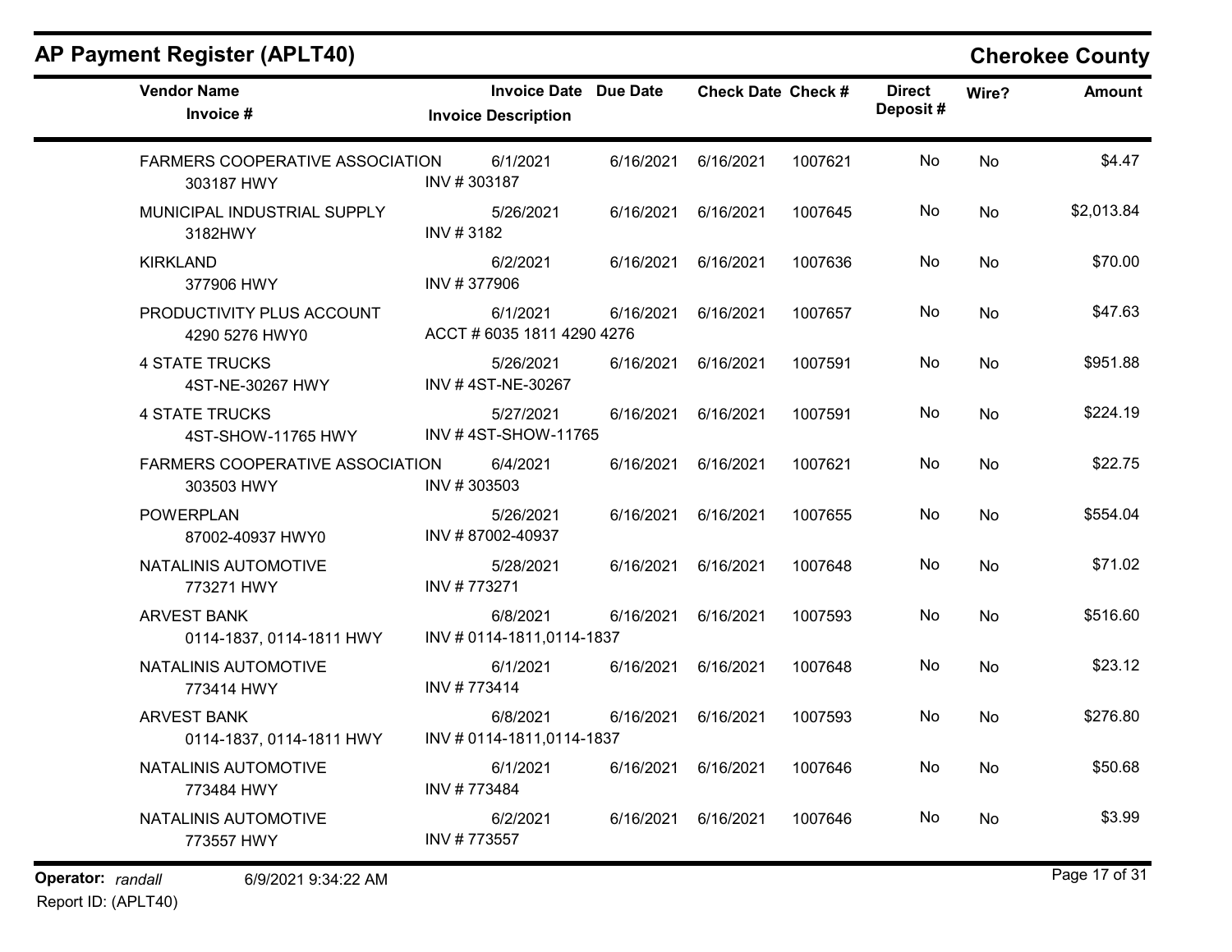## AP Payment Register (APLT40)

**Cherokee County**

| Vendor Name / Invoice # | Invoice Date / Invoice Description | Due Date | Check Date | Check # | Direct Deposit # | Wire? | Amount |
|---|---|---|---|---|---|---|---|
| FARMERS COOPERATIVE ASSOCIATION<br>303187 HWY | 6/1/2021<br>INV # 303187 | 6/16/2021 | 6/16/2021 | 1007621 | No | No | $4.47 |
| MUNICIPAL INDUSTRIAL SUPPLY<br>3182HWY | 5/26/2021<br>INV # 3182 | 6/16/2021 | 6/16/2021 | 1007645 | No | No | $2,013.84 |
| KIRKLAND<br>377906 HWY | 6/2/2021<br>INV # 377906 | 6/16/2021 | 6/16/2021 | 1007636 | No | No | $70.00 |
| PRODUCTIVITY PLUS ACCOUNT<br>4290 5276 HWY0 | 6/1/2021<br>ACCT # 6035 1811 4290 4276 | 6/16/2021 | 6/16/2021 | 1007657 | No | No | $47.63 |
| 4 STATE TRUCKS<br>4ST-NE-30267 HWY | 5/26/2021<br>INV # 4ST-NE-30267 | 6/16/2021 | 6/16/2021 | 1007591 | No | No | $951.88 |
| 4 STATE TRUCKS<br>4ST-SHOW-11765 HWY | 5/27/2021<br>INV # 4ST-SHOW-11765 | 6/16/2021 | 6/16/2021 | 1007591 | No | No | $224.19 |
| FARMERS COOPERATIVE ASSOCIATION<br>303503 HWY | 6/4/2021<br>INV # 303503 | 6/16/2021 | 6/16/2021 | 1007621 | No | No | $22.75 |
| POWERPLAN<br>87002-40937 HWY0 | 5/26/2021<br>INV # 87002-40937 | 6/16/2021 | 6/16/2021 | 1007655 | No | No | $554.04 |
| NATALINIS AUTOMOTIVE<br>773271 HWY | 5/28/2021<br>INV # 773271 | 6/16/2021 | 6/16/2021 | 1007648 | No | No | $71.02 |
| ARVEST BANK<br>0114-1837, 0114-1811 HWY | 6/8/2021<br>INV # 0114-1811,0114-1837 | 6/16/2021 | 6/16/2021 | 1007593 | No | No | $516.60 |
| NATALINIS AUTOMOTIVE<br>773414 HWY | 6/1/2021<br>INV # 773414 | 6/16/2021 | 6/16/2021 | 1007648 | No | No | $23.12 |
| ARVEST BANK<br>0114-1837, 0114-1811 HWY | 6/8/2021<br>INV # 0114-1811,0114-1837 | 6/16/2021 | 6/16/2021 | 1007593 | No | No | $276.80 |
| NATALINIS AUTOMOTIVE<br>773484 HWY | 6/1/2021<br>INV # 773484 | 6/16/2021 | 6/16/2021 | 1007646 | No | No | $50.68 |
| NATALINIS AUTOMOTIVE<br>773557 HWY | 6/2/2021<br>INV # 773557 | 6/16/2021 | 6/16/2021 | 1007646 | No | No | $3.99 |

**Operator:** *randall* 6/9/2021 9:34:22 AM

Report ID: (APLT40)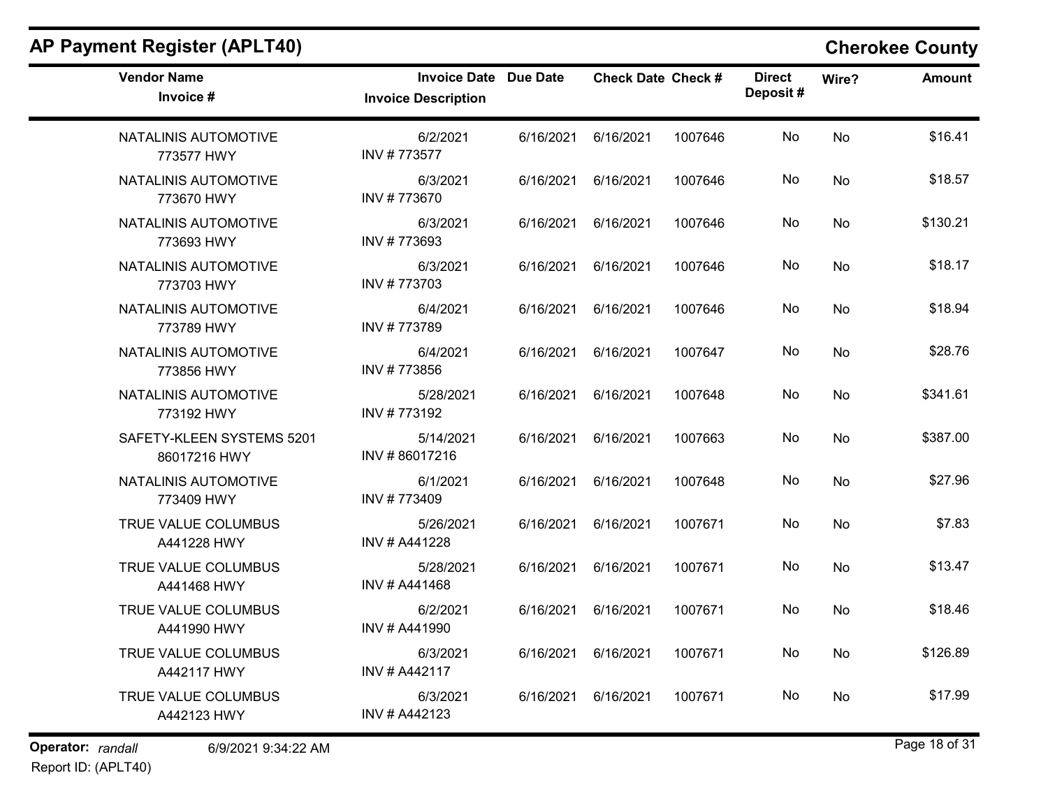# AP Payment Register (APLT40)

## Cherokee County

| Vendor Name / Invoice # | Invoice Date / Invoice Description | Due Date | Check Date | Check # | Direct Deposit # | Wire? | Amount |
|---|---|---|---|---|---|---|---|
| NATALINIS AUTOMOTIVE<br>773577 HWY | 6/2/2021<br>INV # 773577 | 6/16/2021 | 6/16/2021 | 1007646 | No | No | $16.41 |
| NATALINIS AUTOMOTIVE<br>773670 HWY | 6/3/2021<br>INV # 773670 | 6/16/2021 | 6/16/2021 | 1007646 | No | No | $18.57 |
| NATALINIS AUTOMOTIVE<br>773693 HWY | 6/3/2021<br>INV # 773693 | 6/16/2021 | 6/16/2021 | 1007646 | No | No | $130.21 |
| NATALINIS AUTOMOTIVE<br>773703 HWY | 6/3/2021<br>INV # 773703 | 6/16/2021 | 6/16/2021 | 1007646 | No | No | $18.17 |
| NATALINIS AUTOMOTIVE<br>773789 HWY | 6/4/2021<br>INV # 773789 | 6/16/2021 | 6/16/2021 | 1007646 | No | No | $18.94 |
| NATALINIS AUTOMOTIVE<br>773856 HWY | 6/4/2021<br>INV # 773856 | 6/16/2021 | 6/16/2021 | 1007647 | No | No | $28.76 |
| NATALINIS AUTOMOTIVE<br>773192 HWY | 5/28/2021<br>INV # 773192 | 6/16/2021 | 6/16/2021 | 1007648 | No | No | $341.61 |
| SAFETY-KLEEN SYSTEMS 5201<br>86017216 HWY | 5/14/2021<br>INV # 86017216 | 6/16/2021 | 6/16/2021 | 1007663 | No | No | $387.00 |
| NATALINIS AUTOMOTIVE<br>773409 HWY | 6/1/2021<br>INV # 773409 | 6/16/2021 | 6/16/2021 | 1007648 | No | No | $27.96 |
| TRUE VALUE COLUMBUS<br>A441228 HWY | 5/26/2021<br>INV # A441228 | 6/16/2021 | 6/16/2021 | 1007671 | No | No | $7.83 |
| TRUE VALUE COLUMBUS<br>A441468 HWY | 5/28/2021<br>INV # A441468 | 6/16/2021 | 6/16/2021 | 1007671 | No | No | $13.47 |
| TRUE VALUE COLUMBUS<br>A441990 HWY | 6/2/2021<br>INV # A441990 | 6/16/2021 | 6/16/2021 | 1007671 | No | No | $18.46 |
| TRUE VALUE COLUMBUS<br>A442117 HWY | 6/3/2021<br>INV # A442117 | 6/16/2021 | 6/16/2021 | 1007671 | No | No | $126.89 |
| TRUE VALUE COLUMBUS<br>A442123 HWY | 6/3/2021<br>INV # A442123 | 6/16/2021 | 6/16/2021 | 1007671 | No | No | $17.99 |

**Operator:** *randall* 6/9/2021 9:34:22 AM
Report ID: (APLT40)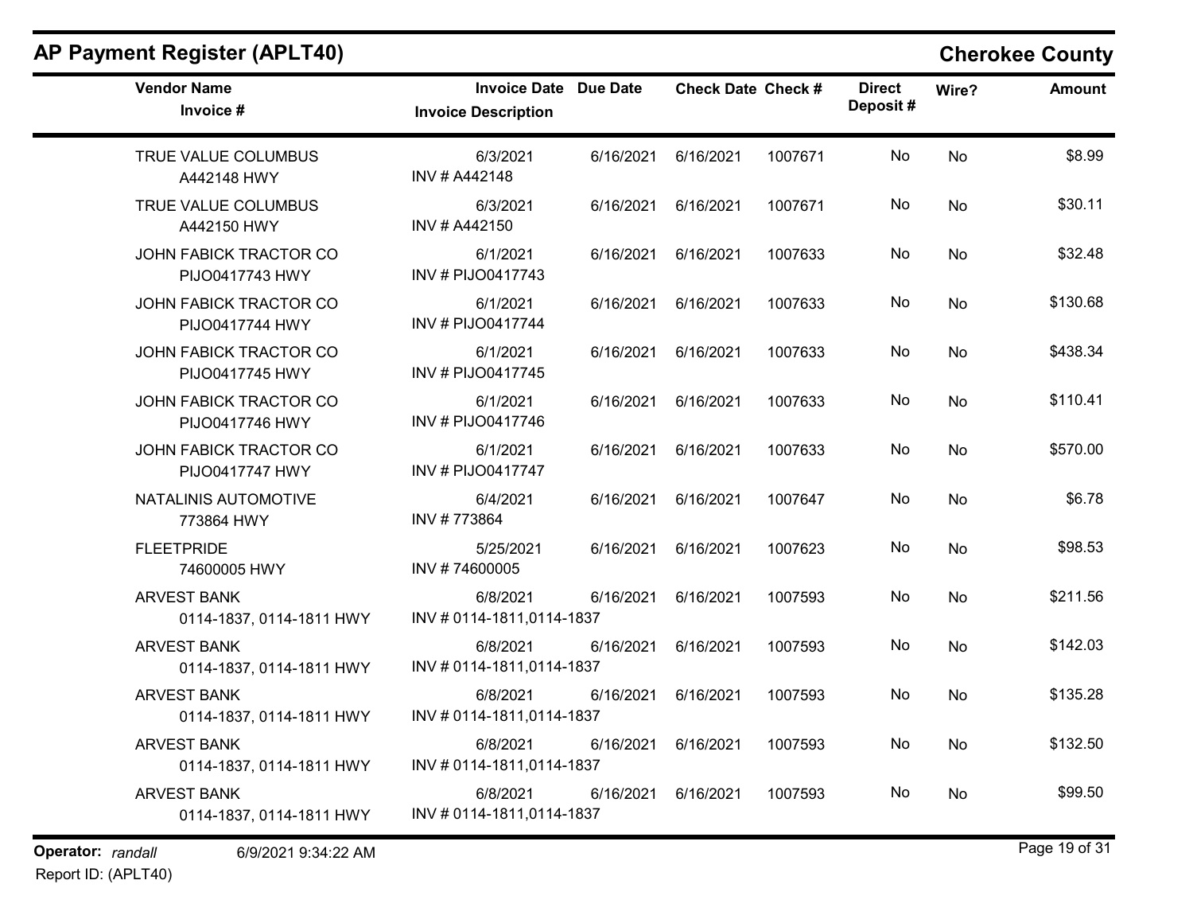## AP Payment Register (APLT40)

## Cherokee County

| Vendor Name<br>Invoice # | Invoice Date<br>Invoice Description | Due Date | Check Date | Check # | Direct Deposit # | Wire? | Amount |
|---|---|---|---|---|---|---|---|
| TRUE VALUE COLUMBUS<br>A442148 HWY | 6/3/2021<br>INV # A442148 | 6/16/2021 | 6/16/2021 | 1007671 | No | No | $8.99 |
| TRUE VALUE COLUMBUS<br>A442150 HWY | 6/3/2021<br>INV # A442150 | 6/16/2021 | 6/16/2021 | 1007671 | No | No | $30.11 |
| JOHN FABICK TRACTOR CO<br>PIJO0417743 HWY | 6/1/2021<br>INV # PIJO0417743 | 6/16/2021 | 6/16/2021 | 1007633 | No | No | $32.48 |
| JOHN FABICK TRACTOR CO<br>PIJO0417744 HWY | 6/1/2021<br>INV # PIJO0417744 | 6/16/2021 | 6/16/2021 | 1007633 | No | No | $130.68 |
| JOHN FABICK TRACTOR CO<br>PIJO0417745 HWY | 6/1/2021<br>INV # PIJO0417745 | 6/16/2021 | 6/16/2021 | 1007633 | No | No | $438.34 |
| JOHN FABICK TRACTOR CO<br>PIJO0417746 HWY | 6/1/2021<br>INV # PIJO0417746 | 6/16/2021 | 6/16/2021 | 1007633 | No | No | $110.41 |
| JOHN FABICK TRACTOR CO<br>PIJO0417747 HWY | 6/1/2021<br>INV # PIJO0417747 | 6/16/2021 | 6/16/2021 | 1007633 | No | No | $570.00 |
| NATALINIS AUTOMOTIVE<br>773864 HWY | 6/4/2021<br>INV # 773864 | 6/16/2021 | 6/16/2021 | 1007647 | No | No | $6.78 |
| FLEETPRIDE<br>74600005 HWY | 5/25/2021<br>INV # 74600005 | 6/16/2021 | 6/16/2021 | 1007623 | No | No | $98.53 |
| ARVEST BANK<br>0114-1837, 0114-1811 HWY | 6/8/2021<br>INV # 0114-1811,0114-1837 | 6/16/2021 | 6/16/2021 | 1007593 | No | No | $211.56 |
| ARVEST BANK<br>0114-1837, 0114-1811 HWY | 6/8/2021<br>INV # 0114-1811,0114-1837 | 6/16/2021 | 6/16/2021 | 1007593 | No | No | $142.03 |
| ARVEST BANK<br>0114-1837, 0114-1811 HWY | 6/8/2021<br>INV # 0114-1811,0114-1837 | 6/16/2021 | 6/16/2021 | 1007593 | No | No | $135.28 |
| ARVEST BANK<br>0114-1837, 0114-1811 HWY | 6/8/2021<br>INV # 0114-1811,0114-1837 | 6/16/2021 | 6/16/2021 | 1007593 | No | No | $132.50 |
| ARVEST BANK<br>0114-1837, 0114-1811 HWY | 6/8/2021<br>INV # 0114-1811,0114-1837 | 6/16/2021 | 6/16/2021 | 1007593 | No | No | $99.50 |

**Operator:** *randall* 6/9/2021 9:34:22 AM
Report ID: (APLT40)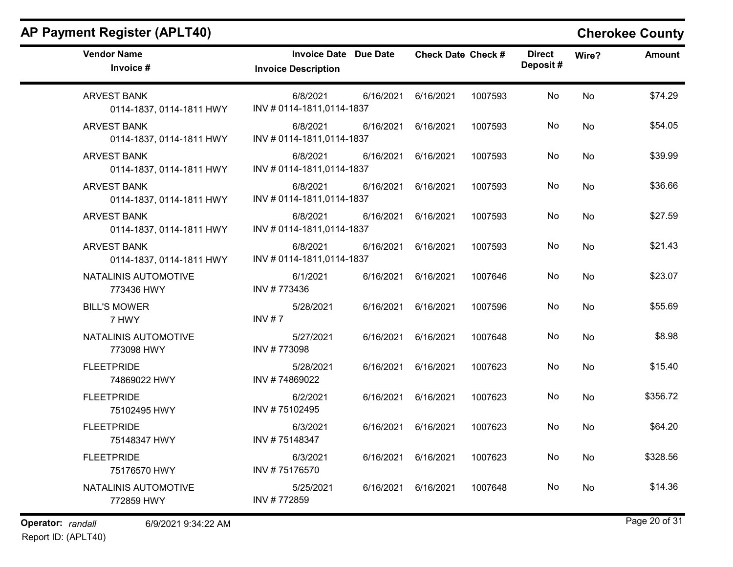# AP Payment Register (APLT40)

**Cherokee County**

| Vendor Name / Invoice # | Invoice Date / Invoice Description | Due Date | Check Date | Check # | Direct Deposit # | Wire? | Amount |
|---|---|---|---|---|---|---|---|
| ARVEST BANK<br>0114-1837, 0114-1811 HWY | 6/8/2021<br>INV # 0114-1811,0114-1837 | 6/16/2021 | 6/16/2021 | 1007593 | No | No | $74.29 |
| ARVEST BANK<br>0114-1837, 0114-1811 HWY | 6/8/2021<br>INV # 0114-1811,0114-1837 | 6/16/2021 | 6/16/2021 | 1007593 | No | No | $54.05 |
| ARVEST BANK<br>0114-1837, 0114-1811 HWY | 6/8/2021<br>INV # 0114-1811,0114-1837 | 6/16/2021 | 6/16/2021 | 1007593 | No | No | $39.99 |
| ARVEST BANK<br>0114-1837, 0114-1811 HWY | 6/8/2021<br>INV # 0114-1811,0114-1837 | 6/16/2021 | 6/16/2021 | 1007593 | No | No | $36.66 |
| ARVEST BANK<br>0114-1837, 0114-1811 HWY | 6/8/2021<br>INV # 0114-1811,0114-1837 | 6/16/2021 | 6/16/2021 | 1007593 | No | No | $27.59 |
| ARVEST BANK<br>0114-1837, 0114-1811 HWY | 6/8/2021<br>INV # 0114-1811,0114-1837 | 6/16/2021 | 6/16/2021 | 1007593 | No | No | $21.43 |
| NATALINIS AUTOMOTIVE<br>773436 HWY | 6/1/2021<br>INV # 773436 | 6/16/2021 | 6/16/2021 | 1007646 | No | No | $23.07 |
| BILL'S MOWER<br>7 HWY | 5/28/2021<br>INV # 7 | 6/16/2021 | 6/16/2021 | 1007596 | No | No | $55.69 |
| NATALINIS AUTOMOTIVE<br>773098 HWY | 5/27/2021<br>INV # 773098 | 6/16/2021 | 6/16/2021 | 1007648 | No | No | $8.98 |
| FLEETPRIDE<br>74869022 HWY | 5/28/2021<br>INV # 74869022 | 6/16/2021 | 6/16/2021 | 1007623 | No | No | $15.40 |
| FLEETPRIDE<br>75102495 HWY | 6/2/2021<br>INV # 75102495 | 6/16/2021 | 6/16/2021 | 1007623 | No | No | $356.72 |
| FLEETPRIDE<br>75148347 HWY | 6/3/2021<br>INV # 75148347 | 6/16/2021 | 6/16/2021 | 1007623 | No | No | $64.20 |
| FLEETPRIDE<br>75176570 HWY | 6/3/2021<br>INV # 75176570 | 6/16/2021 | 6/16/2021 | 1007623 | No | No | $328.56 |
| NATALINIS AUTOMOTIVE<br>772859 HWY | 5/25/2021<br>INV # 772859 | 6/16/2021 | 6/16/2021 | 1007648 | No | No | $14.36 |

**Operator:** *randall* 6/9/2021 9:34:22 AM

Report ID: (APLT40)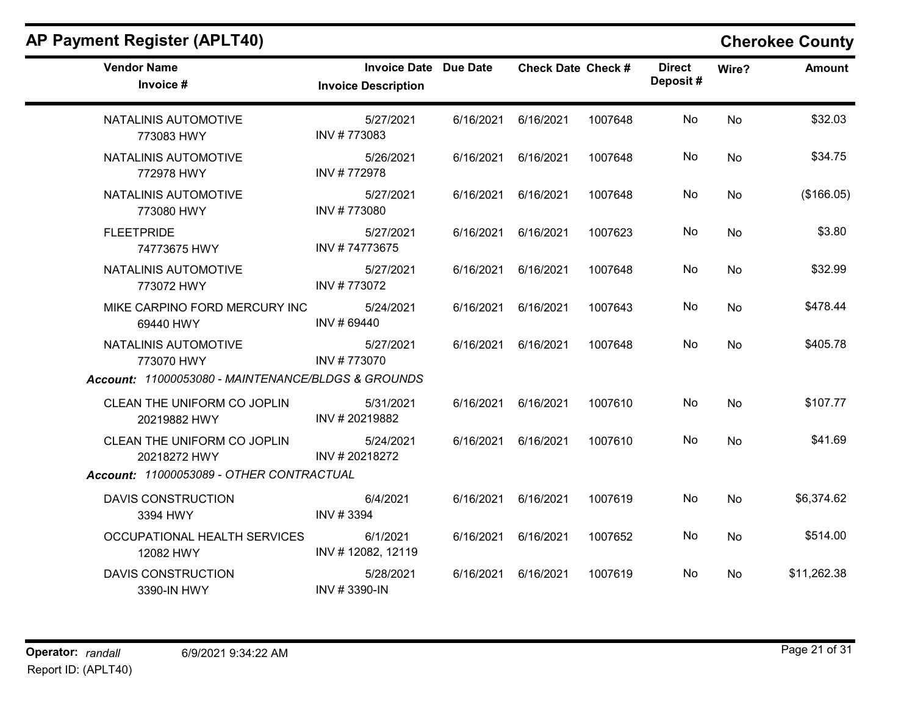## AP Payment Register (APLT40)

## Cherokee County

| Vendor Name / Invoice # | Invoice Date / Invoice Description | Due Date | Check Date | Check # | Direct Deposit # | Wire? | Amount |
|---|---|---|---|---|---|---|---|
| NATALINIS AUTOMOTIVE<br>773083 HWY | 5/27/2021<br>INV # 773083 | 6/16/2021 | 6/16/2021 | 1007648 | No | No | $32.03 |
| NATALINIS AUTOMOTIVE<br>772978 HWY | 5/26/2021<br>INV # 772978 | 6/16/2021 | 6/16/2021 | 1007648 | No | No | $34.75 |
| NATALINIS AUTOMOTIVE<br>773080 HWY | 5/27/2021<br>INV # 773080 | 6/16/2021 | 6/16/2021 | 1007648 | No | No | ($166.05) |
| FLEETPRIDE<br>74773675 HWY | 5/27/2021<br>INV # 74773675 | 6/16/2021 | 6/16/2021 | 1007623 | No | No | $3.80 |
| NATALINIS AUTOMOTIVE<br>773072 HWY | 5/27/2021<br>INV # 773072 | 6/16/2021 | 6/16/2021 | 1007648 | No | No | $32.99 |
| MIKE CARPINO FORD MERCURY INC<br>69440 HWY | 5/24/2021<br>INV # 69440 | 6/16/2021 | 6/16/2021 | 1007643 | No | No | $478.44 |
| NATALINIS AUTOMOTIVE<br>773070 HWY | 5/27/2021<br>INV # 773070 | 6/16/2021 | 6/16/2021 | 1007648 | No | No | $405.78 |
| ***Account:** 11000053080 - MAINTENANCE/BLDGS & GROUNDS* | | | | | | | |
| CLEAN THE UNIFORM CO JOPLIN<br>20219882 HWY | 5/31/2021<br>INV # 20219882 | 6/16/2021 | 6/16/2021 | 1007610 | No | No | $107.77 |
| CLEAN THE UNIFORM CO JOPLIN<br>20218272 HWY | 5/24/2021<br>INV # 20218272 | 6/16/2021 | 6/16/2021 | 1007610 | No | No | $41.69 |
| ***Account:** 11000053089 - OTHER CONTRACTUAL* | | | | | | | |
| DAVIS CONSTRUCTION<br>3394 HWY | 6/4/2021<br>INV # 3394 | 6/16/2021 | 6/16/2021 | 1007619 | No | No | $6,374.62 |
| OCCUPATIONAL HEALTH SERVICES<br>12082 HWY | 6/1/2021<br>INV # 12082, 12119 | 6/16/2021 | 6/16/2021 | 1007652 | No | No | $514.00 |
| DAVIS CONSTRUCTION<br>3390-IN HWY | 5/28/2021<br>INV # 3390-IN | 6/16/2021 | 6/16/2021 | 1007619 | No | No | $11,262.38 |

**Operator:** *randall* 6/9/2021 9:34:22 AM
Report ID: (APLT40)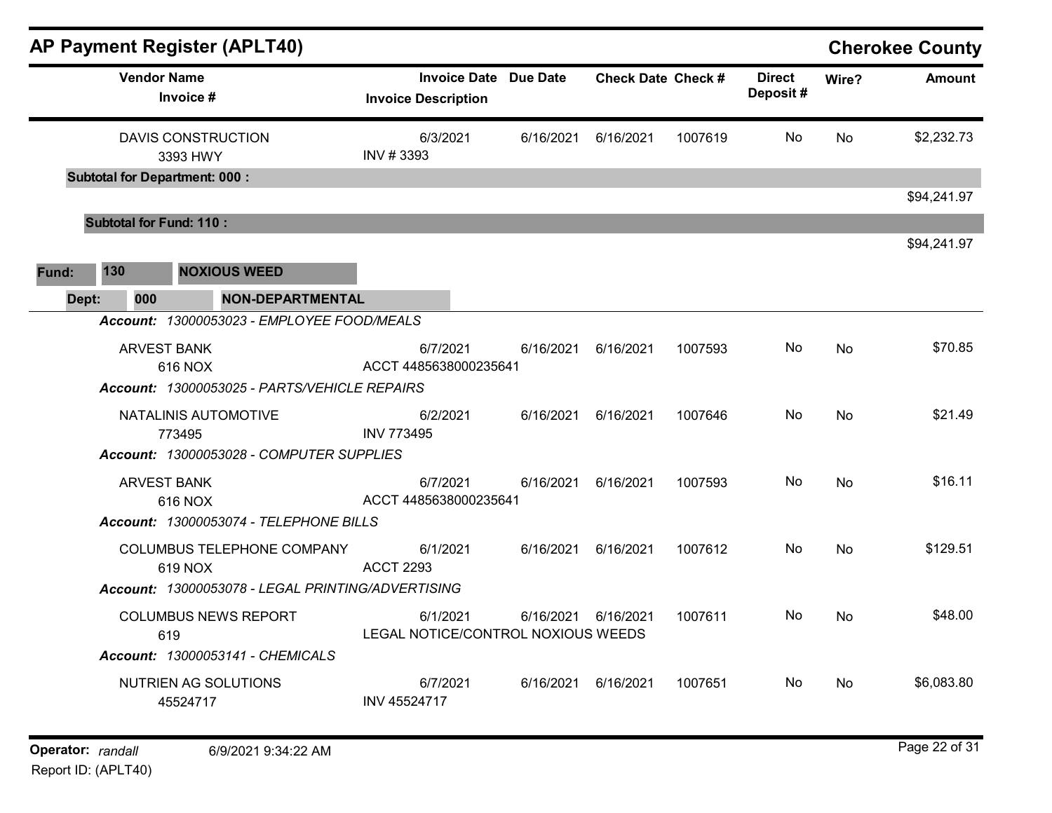## AP Payment Register (APLT40)

**Cherokee County**

| Vendor Name / Invoice # | Invoice Date / Invoice Description | Due Date | Check Date | Check # | Direct Deposit # | Wire? | Amount |
|---|---|---|---|---|---|---|---|
| DAVIS CONSTRUCTION<br>3393 HWY | 6/3/2021<br>INV # 3393 | 6/16/2021 | 6/16/2021 | 1007619 | No | No | $2,232.73 |
| **Subtotal for Department: 000 :** | | | | | | | $94,241.97 |
| **Subtotal for Fund: 110 :** | | | | | | | $94,241.97 |

**Fund:** 130 **NOXIOUS WEED**

**Dept:** 000 **NON-DEPARTMENTAL**

| Vendor Name / Invoice # | Invoice Date / Invoice Description | Due Date | Check Date | Check # | Direct Deposit # | Wire? | Amount |
|---|---|---|---|---|---|---|---|
| ***Account:*** *13000053023 - EMPLOYEE FOOD/MEALS* | | | | | | | |
| ARVEST BANK<br>616 NOX | 6/7/2021<br>ACCT 4485638000235641 | 6/16/2021 | 6/16/2021 | 1007593 | No | No | $70.85 |
| ***Account:*** *13000053025 - PARTS/VEHICLE REPAIRS* | | | | | | | |
| NATALINIS AUTOMOTIVE<br>773495 | 6/2/2021<br>INV 773495 | 6/16/2021 | 6/16/2021 | 1007646 | No | No | $21.49 |
| ***Account:*** *13000053028 - COMPUTER SUPPLIES* | | | | | | | |
| ARVEST BANK<br>616 NOX | 6/7/2021<br>ACCT 4485638000235641 | 6/16/2021 | 6/16/2021 | 1007593 | No | No | $16.11 |
| ***Account:*** *13000053074 - TELEPHONE BILLS* | | | | | | | |
| COLUMBUS TELEPHONE COMPANY<br>619 NOX | 6/1/2021<br>ACCT 2293 | 6/16/2021 | 6/16/2021 | 1007612 | No | No | $129.51 |
| ***Account:*** *13000053078 - LEGAL PRINTING/ADVERTISING* | | | | | | | |
| COLUMBUS NEWS REPORT<br>619 | 6/1/2021<br>LEGAL NOTICE/CONTROL NOXIOUS WEEDS | 6/16/2021 | 6/16/2021 | 1007611 | No | No | $48.00 |
| ***Account:*** *13000053141 - CHEMICALS* | | | | | | | |
| NUTRIEN AG SOLUTIONS<br>45524717 | 6/7/2021<br>INV 45524717 | 6/16/2021 | 6/16/2021 | 1007651 | No | No | $6,083.80 |

**Operator:** *randall* 6/9/2021 9:34:22 AM

Report ID: (APLT40)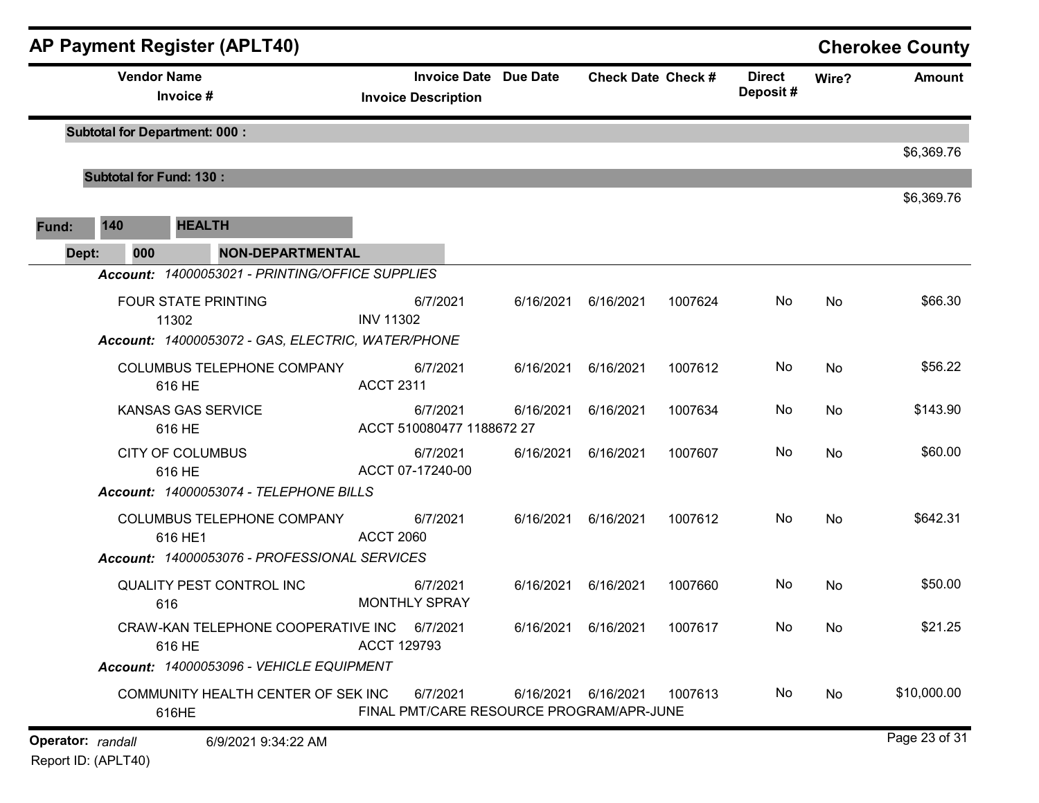## AP Payment Register (APLT40)

**Cherokee County**

| Vendor Name / Invoice # | Invoice Date / Invoice Description | Due Date | Check Date | Check # | Direct Deposit # | Wire? | Amount |
|---|---|---|---|---|---|---|---|
| **Subtotal for Department: 000 :** | | | | | | | $6,369.76 |
| **Subtotal for Fund: 130 :** | | | | | | | $6,369.76 |

**Fund:** 140 **HEALTH**

**Dept:** 000 **NON-DEPARTMENTAL**

*Account: 14000053021 - PRINTING/OFFICE SUPPLIES*

| Vendor Name / Invoice # | Invoice Date / Invoice Description | Due Date | Check Date | Check # | Direct Deposit # | Wire? | Amount |
|---|---|---|---|---|---|---|---|
| FOUR STATE PRINTING / 11302 | 6/7/2021 / INV 11302 | 6/16/2021 | 6/16/2021 | 1007624 | No | No | $66.30 |

*Account: 14000053072 - GAS, ELECTRIC, WATER/PHONE*

| Vendor Name / Invoice # | Invoice Date / Invoice Description | Due Date | Check Date | Check # | Direct Deposit # | Wire? | Amount |
|---|---|---|---|---|---|---|---|
| COLUMBUS TELEPHONE COMPANY / 616 HE | 6/7/2021 / ACCT 2311 | 6/16/2021 | 6/16/2021 | 1007612 | No | No | $56.22 |
| KANSAS GAS SERVICE / 616 HE | 6/7/2021 / ACCT 510080477 1188672 27 | 6/16/2021 | 6/16/2021 | 1007634 | No | No | $143.90 |
| CITY OF COLUMBUS / 616 HE | 6/7/2021 / ACCT 07-17240-00 | 6/16/2021 | 6/16/2021 | 1007607 | No | No | $60.00 |

*Account: 14000053074 - TELEPHONE BILLS*

| Vendor Name / Invoice # | Invoice Date / Invoice Description | Due Date | Check Date | Check # | Direct Deposit # | Wire? | Amount |
|---|---|---|---|---|---|---|---|
| COLUMBUS TELEPHONE COMPANY / 616 HE1 | 6/7/2021 / ACCT 2060 | 6/16/2021 | 6/16/2021 | 1007612 | No | No | $642.31 |

*Account: 14000053076 - PROFESSIONAL SERVICES*

| Vendor Name / Invoice # | Invoice Date / Invoice Description | Due Date | Check Date | Check # | Direct Deposit # | Wire? | Amount |
|---|---|---|---|---|---|---|---|
| QUALITY PEST CONTROL INC / 616 | 6/7/2021 / MONTHLY SPRAY | 6/16/2021 | 6/16/2021 | 1007660 | No | No | $50.00 |
| CRAW-KAN TELEPHONE COOPERATIVE INC / 616 HE | 6/7/2021 / ACCT 129793 | 6/16/2021 | 6/16/2021 | 1007617 | No | No | $21.25 |

*Account: 14000053096 - VEHICLE EQUIPMENT*

| Vendor Name / Invoice # | Invoice Date / Invoice Description | Due Date | Check Date | Check # | Direct Deposit # | Wire? | Amount |
|---|---|---|---|---|---|---|---|
| COMMUNITY HEALTH CENTER OF SEK INC / 616HE | 6/7/2021 / FINAL PMT/CARE RESOURCE PROGRAM/APR-JUNE | 6/16/2021 | 6/16/2021 | 1007613 | No | No | $10,000.00 |

**Operator:** *randall* 6/9/2021 9:34:22 AM

Report ID: (APLT40)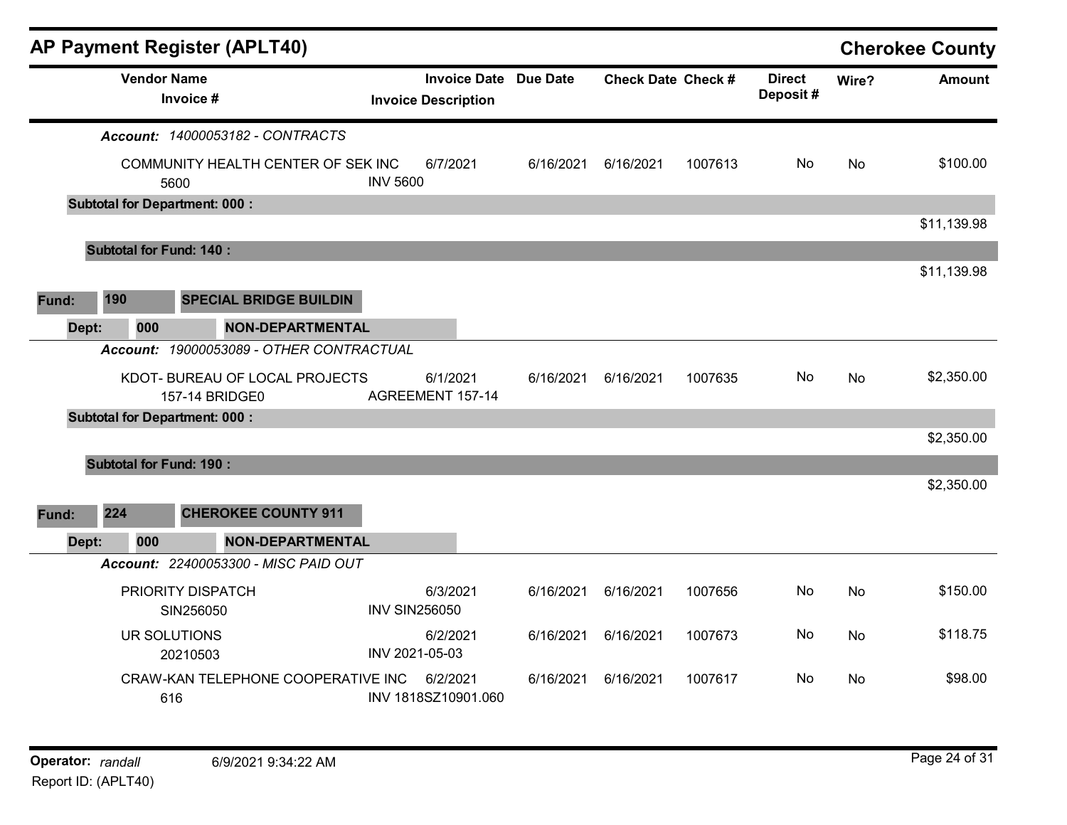# AP Payment Register (APLT40)

**Cherokee County**

| Vendor Name / Invoice # | Invoice Date / Invoice Description | Due Date | Check Date | Check # | Direct Deposit # | Wire? | Amount |
|---|---|---|---|---|---|---|---|
| ***Account:*** *14000053182 - CONTRACTS* | | | | | | | |
| COMMUNITY HEALTH CENTER OF SEK INC<br>5600 | 6/7/2021<br>INV 5600 | 6/16/2021 | 6/16/2021 | 1007613 | No | No | $100.00 |
| **Subtotal for Department: 000 :** | | | | | | | $11,139.98 |
| **Subtotal for Fund: 140 :** | | | | | | | $11,139.98 |
| **Fund: 190 SPECIAL BRIDGE BUILDIN** | | | | | | | |
| **Dept: 000 NON-DEPARTMENTAL** | | | | | | | |
| ***Account:*** *19000053089 - OTHER CONTRACTUAL* | | | | | | | |
| KDOT- BUREAU OF LOCAL PROJECTS<br>157-14 BRIDGE0 | 6/1/2021<br>AGREEMENT 157-14 | 6/16/2021 | 6/16/2021 | 1007635 | No | No | $2,350.00 |
| **Subtotal for Department: 000 :** | | | | | | | $2,350.00 |
| **Subtotal for Fund: 190 :** | | | | | | | $2,350.00 |
| **Fund: 224 CHEROKEE COUNTY 911** | | | | | | | |
| **Dept: 000 NON-DEPARTMENTAL** | | | | | | | |
| ***Account:*** *22400053300 - MISC PAID OUT* | | | | | | | |
| PRIORITY DISPATCH<br>SIN256050 | 6/3/2021<br>INV SIN256050 | 6/16/2021 | 6/16/2021 | 1007656 | No | No | $150.00 |
| UR SOLUTIONS<br>20210503 | 6/2/2021<br>INV 2021-05-03 | 6/16/2021 | 6/16/2021 | 1007673 | No | No | $118.75 |
| CRAW-KAN TELEPHONE COOPERATIVE INC<br>616 | 6/2/2021<br>INV 1818SZ10901.060 | 6/16/2021 | 6/16/2021 | 1007617 | No | No | $98.00 |

Operator: randall 6/9/2021 9:34:22 AM
Report ID: (APLT40)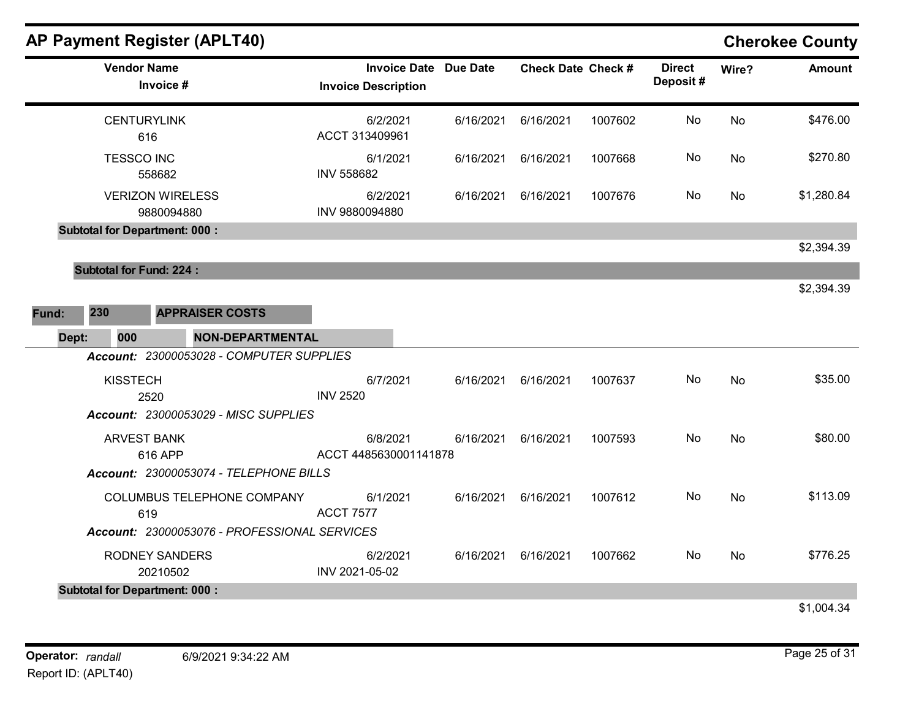## AP Payment Register (APLT40)

**Cherokee County**

| Vendor Name / Invoice # | Invoice Date / Invoice Description | Due Date | Check Date | Check # | Direct Deposit # | Wire? | Amount |
|---|---|---|---|---|---|---|---|
| CENTURYLINK<br>616 | 6/2/2021<br>ACCT 313409961 | 6/16/2021 | 6/16/2021 | 1007602 | No | No | $476.00 |
| TESSCO INC<br>558682 | 6/1/2021<br>INV 558682 | 6/16/2021 | 6/16/2021 | 1007668 | No | No | $270.80 |
| VERIZON WIRELESS<br>9880094880 | 6/2/2021<br>INV 9880094880 | 6/16/2021 | 6/16/2021 | 1007676 | No | No | $1,280.84 |
| **Subtotal for Department: 000 :** | | | | | | | $2,394.39 |
| **Subtotal for Fund: 224 :** | | | | | | | $2,394.39 |

**Fund: 230 APPRAISER COSTS**

**Dept: 000 NON-DEPARTMENTAL**

| Vendor Name / Invoice # | Invoice Date / Invoice Description | Due Date | Check Date | Check # | Direct Deposit # | Wire? | Amount |
|---|---|---|---|---|---|---|---|
| ***Account: 23000053028 - COMPUTER SUPPLIES*** | | | | | | | |
| KISSTECH<br>2520 | 6/7/2021<br>INV 2520 | 6/16/2021 | 6/16/2021 | 1007637 | No | No | $35.00 |
| ***Account: 23000053029 - MISC SUPPLIES*** | | | | | | | |
| ARVEST BANK<br>616 APP | 6/8/2021<br>ACCT 4485630001141878 | 6/16/2021 | 6/16/2021 | 1007593 | No | No | $80.00 |
| ***Account: 23000053074 - TELEPHONE BILLS*** | | | | | | | |
| COLUMBUS TELEPHONE COMPANY<br>619 | 6/1/2021<br>ACCT 7577 | 6/16/2021 | 6/16/2021 | 1007612 | No | No | $113.09 |
| ***Account: 23000053076 - PROFESSIONAL SERVICES*** | | | | | | | |
| RODNEY SANDERS<br>20210502 | 6/2/2021<br>INV 2021-05-02 | 6/16/2021 | 6/16/2021 | 1007662 | No | No | $776.25 |
| **Subtotal for Department: 000 :** | | | | | | | $1,004.34 |

Operator: *randall* 6/9/2021 9:34:22 AM
Report ID: (APLT40)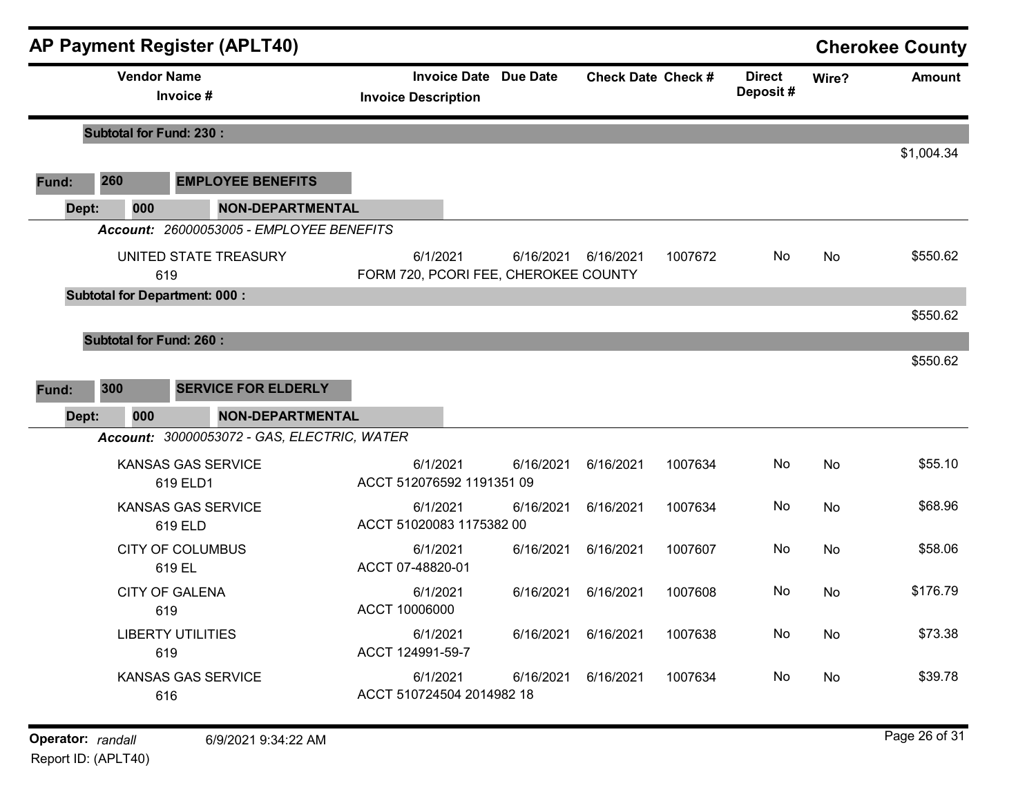# AP Payment Register (APLT40)

**Cherokee County**

| Vendor Name / Invoice # | Invoice Date / Invoice Description | Due Date | Check Date | Check # | Direct Deposit # | Wire? | Amount |
|---|---|---|---|---|---|---|---|
| **Subtotal for Fund: 230 :** | | | | | | | $1,004.34 |
| **Fund: 260 EMPLOYEE BENEFITS** | | | | | | | |
| **Dept: 000 NON-DEPARTMENTAL** | | | | | | | |
| ***Account: 26000053005 - EMPLOYEE BENEFITS*** | | | | | | | |
| UNITED STATE TREASURY<br>619 | 6/1/2021<br>FORM 720, PCORI FEE, CHEROKEE COUNTY | 6/16/2021 | 6/16/2021 | 1007672 | No | No | $550.62 |
| **Subtotal for Department: 000 :** | | | | | | | $550.62 |
| **Subtotal for Fund: 260 :** | | | | | | | $550.62 |
| **Fund: 300 SERVICE FOR ELDERLY** | | | | | | | |
| **Dept: 000 NON-DEPARTMENTAL** | | | | | | | |
| ***Account: 30000053072 - GAS, ELECTRIC, WATER*** | | | | | | | |
| KANSAS GAS SERVICE<br>619 ELD1 | 6/1/2021<br>ACCT 512076592 1191351 09 | 6/16/2021 | 6/16/2021 | 1007634 | No | No | $55.10 |
| KANSAS GAS SERVICE<br>619 ELD | 6/1/2021<br>ACCT 51020083 1175382 00 | 6/16/2021 | 6/16/2021 | 1007634 | No | No | $68.96 |
| CITY OF COLUMBUS<br>619 EL | 6/1/2021<br>ACCT 07-48820-01 | 6/16/2021 | 6/16/2021 | 1007607 | No | No | $58.06 |
| CITY OF GALENA<br>619 | 6/1/2021<br>ACCT 10006000 | 6/16/2021 | 6/16/2021 | 1007608 | No | No | $176.79 |
| LIBERTY UTILITIES<br>619 | 6/1/2021<br>ACCT 124991-59-7 | 6/16/2021 | 6/16/2021 | 1007638 | No | No | $73.38 |
| KANSAS GAS SERVICE<br>616 | 6/1/2021<br>ACCT 510724504 2014982 18 | 6/16/2021 | 6/16/2021 | 1007634 | No | No | $39.78 |

**Operator:** *randall* 6/9/2021 9:34:22 AM

Report ID: (APLT40)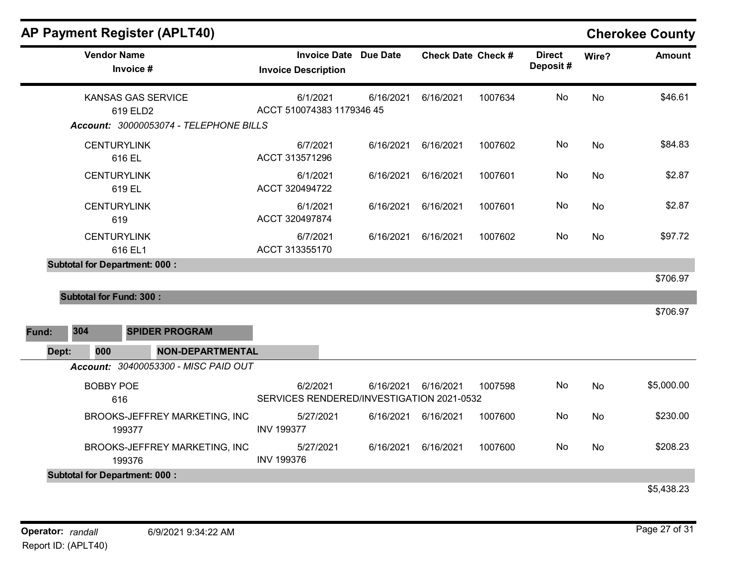## AP Payment Register (APLT40)

**Cherokee County**

| Vendor Name / Invoice # | Invoice Date / Invoice Description | Due Date | Check Date | Check # | Direct Deposit # | Wire? | Amount |
|---|---|---|---|---|---|---|---|
| KANSAS GAS SERVICE<br>619 ELD2 | 6/1/2021<br>ACCT 510074383 1179346 45 | 6/16/2021 | 6/16/2021 | 1007634 | No | No | $46.61 |

*Account: 30000053074 - TELEPHONE BILLS*

| Vendor Name / Invoice # | Invoice Date / Invoice Description | Due Date | Check Date | Check # | Direct Deposit # | Wire? | Amount |
|---|---|---|---|---|---|---|---|
| CENTURYLINK<br>616 EL | 6/7/2021<br>ACCT 313571296 | 6/16/2021 | 6/16/2021 | 1007602 | No | No | $84.83 |
| CENTURYLINK<br>619 EL | 6/1/2021<br>ACCT 320494722 | 6/16/2021 | 6/16/2021 | 1007601 | No | No | $2.87 |
| CENTURYLINK<br>619 | 6/1/2021<br>ACCT 320497874 | 6/16/2021 | 6/16/2021 | 1007601 | No | No | $2.87 |
| CENTURYLINK<br>616 EL1 | 6/7/2021<br>ACCT 313355170 | 6/16/2021 | 6/16/2021 | 1007602 | No | No | $97.72 |

**Subtotal for Department: 000 :** $706.97

**Subtotal for Fund: 300 :** $706.97

**Fund: 304 SPIDER PROGRAM**

**Dept: 000 NON-DEPARTMENTAL**

*Account: 30400053300 - MISC PAID OUT*

| Vendor Name / Invoice # | Invoice Date / Invoice Description | Due Date | Check Date | Check # | Direct Deposit # | Wire? | Amount |
|---|---|---|---|---|---|---|---|
| BOBBY POE<br>616 | 6/2/2021<br>SERVICES RENDERED/INVESTIGATION 2021-0532 | 6/16/2021 | 6/16/2021 | 1007598 | No | No | $5,000.00 |
| BROOKS-JEFFREY MARKETING, INC<br>199377 | 5/27/2021<br>INV 199377 | 6/16/2021 | 6/16/2021 | 1007600 | No | No | $230.00 |
| BROOKS-JEFFREY MARKETING, INC<br>199376 | 5/27/2021<br>INV 199376 | 6/16/2021 | 6/16/2021 | 1007600 | No | No | $208.23 |

**Subtotal for Department: 000 :** $5,438.23

Operator: *randall* 6/9/2021 9:34:22 AM
Report ID: (APLT40)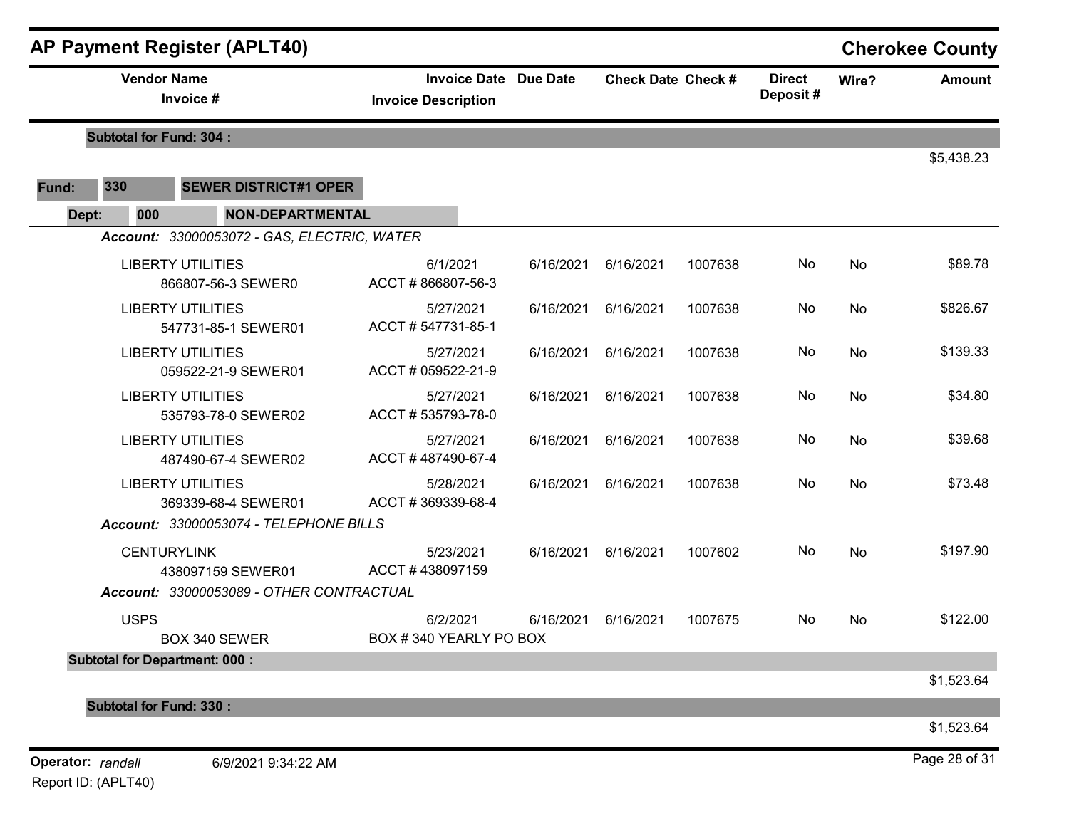## AP Payment Register (APLT40) — Cherokee County

| Vendor Name / Invoice # | Invoice Date / Invoice Description | Due Date | Check Date | Check # | Direct Deposit # | Wire? | Amount |
|---|---|---|---|---|---|---|---|
| **Subtotal for Fund: 304 :** | | | | | | | $5,438.23 |

**Fund:** 330 **SEWER DISTRICT#1 OPER**

**Dept:** 000 **NON-DEPARTMENTAL**

***Account:*** *33000053072 - GAS, ELECTRIC, WATER*

| Vendor Name / Invoice # | Invoice Date / Invoice Description | Due Date | Check Date | Check # | Direct Deposit # | Wire? | Amount |
|---|---|---|---|---|---|---|---|
| LIBERTY UTILITIES<br>866807-56-3 SEWER0 | 6/1/2021<br>ACCT # 866807-56-3 | 6/16/2021 | 6/16/2021 | 1007638 | No | No | $89.78 |
| LIBERTY UTILITIES<br>547731-85-1 SEWER01 | 5/27/2021<br>ACCT # 547731-85-1 | 6/16/2021 | 6/16/2021 | 1007638 | No | No | $826.67 |
| LIBERTY UTILITIES<br>059522-21-9 SEWER01 | 5/27/2021<br>ACCT # 059522-21-9 | 6/16/2021 | 6/16/2021 | 1007638 | No | No | $139.33 |
| LIBERTY UTILITIES<br>535793-78-0 SEWER02 | 5/27/2021<br>ACCT # 535793-78-0 | 6/16/2021 | 6/16/2021 | 1007638 | No | No | $34.80 |
| LIBERTY UTILITIES<br>487490-67-4 SEWER02 | 5/27/2021<br>ACCT # 487490-67-4 | 6/16/2021 | 6/16/2021 | 1007638 | No | No | $39.68 |
| LIBERTY UTILITIES<br>369339-68-4 SEWER01 | 5/28/2021<br>ACCT # 369339-68-4 | 6/16/2021 | 6/16/2021 | 1007638 | No | No | $73.48 |

***Account:*** *33000053074 - TELEPHONE BILLS*

| Vendor Name / Invoice # | Invoice Date / Invoice Description | Due Date | Check Date | Check # | Direct Deposit # | Wire? | Amount |
|---|---|---|---|---|---|---|---|
| CENTURYLINK<br>438097159 SEWER01 | 5/23/2021<br>ACCT # 438097159 | 6/16/2021 | 6/16/2021 | 1007602 | No | No | $197.90 |

***Account:*** *33000053089 - OTHER CONTRACTUAL*

| Vendor Name / Invoice # | Invoice Date / Invoice Description | Due Date | Check Date | Check # | Direct Deposit # | Wire? | Amount |
|---|---|---|---|---|---|---|---|
| USPS<br>BOX 340 SEWER | 6/2/2021<br>BOX # 340 YEARLY PO BOX | 6/16/2021 | 6/16/2021 | 1007675 | No | No | $122.00 |
| **Subtotal for Department: 000 :** | | | | | | | $1,523.64 |
| **Subtotal for Fund: 330 :** | | | | | | | $1,523.64 |

**Operator:** *randall* 6/9/2021 9:34:22 AM

Report ID: (APLT40)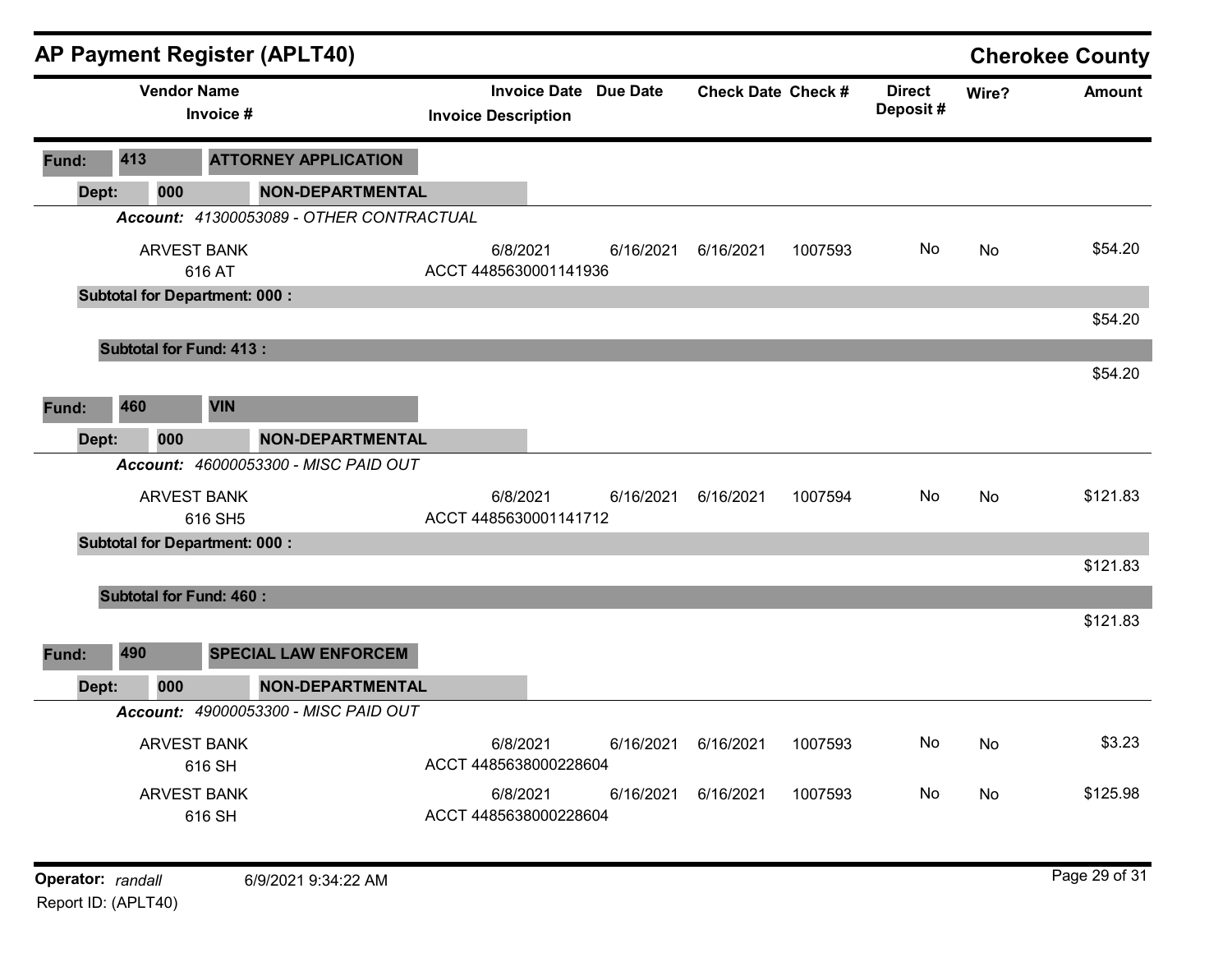## AP Payment Register (APLT40)

**Cherokee County**

| Vendor Name / Invoice # | Invoice Date / Invoice Description | Due Date | Check Date | Check # | Direct Deposit # | Wire? | Amount |
|---|---|---|---|---|---|---|---|
| **Fund: 413 ATTORNEY APPLICATION** | | | | | | | |
| **Dept: 000 NON-DEPARTMENTAL** | | | | | | | |
| ***Account:*** *41300053089 - OTHER CONTRACTUAL* | | | | | | | |
| ARVEST BANK<br>616 AT | 6/8/2021<br>ACCT 4485630001141936 | 6/16/2021 | 6/16/2021 | 1007593 | No | No | $54.20 |
| **Subtotal for Department: 000 :** | | | | | | | $54.20 |
| **Subtotal for Fund: 413 :** | | | | | | | $54.20 |
| **Fund: 460 VIN** | | | | | | | |
| **Dept: 000 NON-DEPARTMENTAL** | | | | | | | |
| ***Account:*** *46000053300 - MISC PAID OUT* | | | | | | | |
| ARVEST BANK<br>616 SH5 | 6/8/2021<br>ACCT 4485630001141712 | 6/16/2021 | 6/16/2021 | 1007594 | No | No | $121.83 |
| **Subtotal for Department: 000 :** | | | | | | | $121.83 |
| **Subtotal for Fund: 460 :** | | | | | | | $121.83 |
| **Fund: 490 SPECIAL LAW ENFORCEM** | | | | | | | |
| **Dept: 000 NON-DEPARTMENTAL** | | | | | | | |
| ***Account:*** *49000053300 - MISC PAID OUT* | | | | | | | |
| ARVEST BANK<br>616 SH | 6/8/2021<br>ACCT 4485638000228604 | 6/16/2021 | 6/16/2021 | 1007593 | No | No | $3.23 |
| ARVEST BANK<br>616 SH | 6/8/2021<br>ACCT 4485638000228604 | 6/16/2021 | 6/16/2021 | 1007593 | No | No | $125.98 |

**Operator:** *randall* 6/9/2021 9:34:22 AM

Report ID: (APLT40)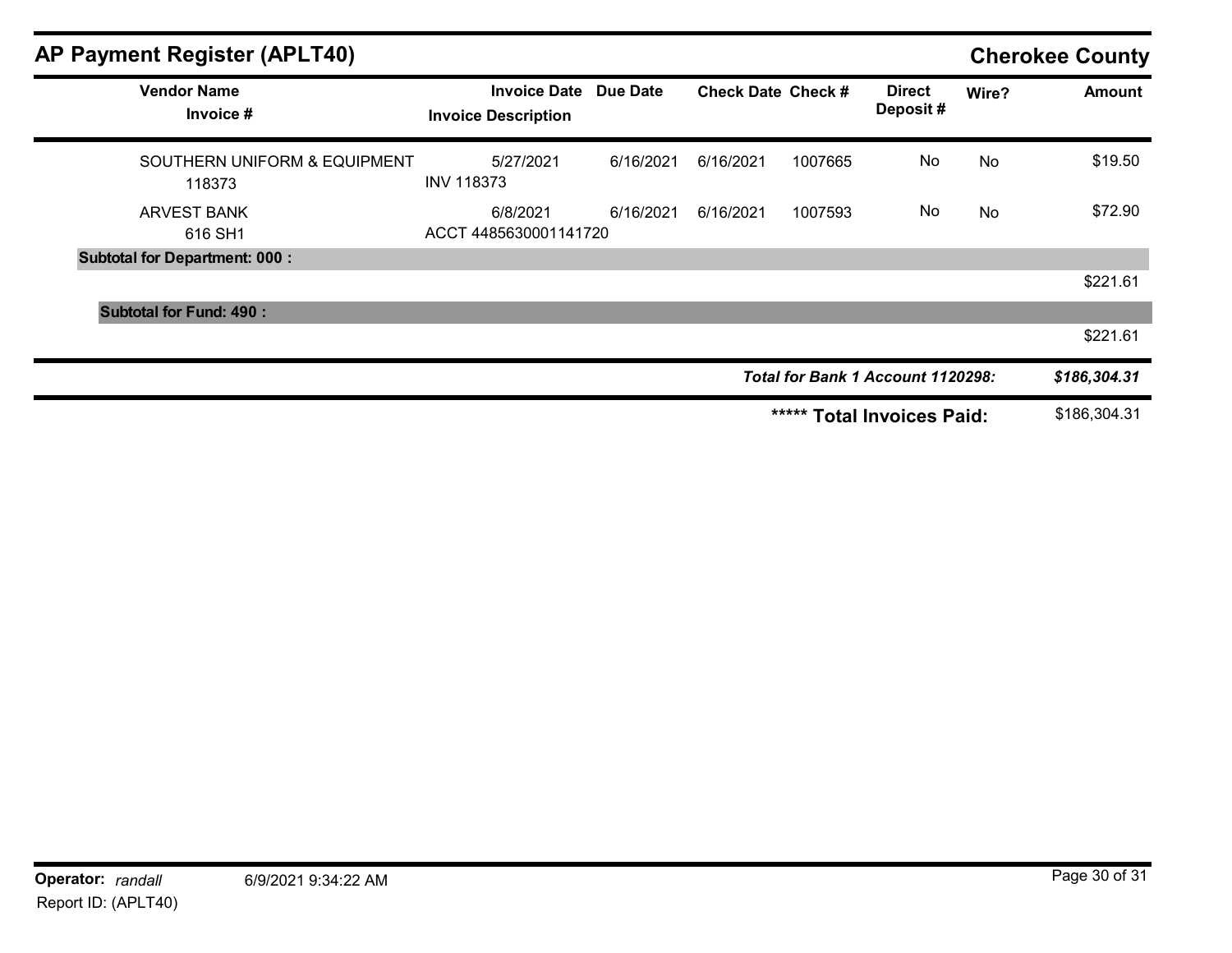## AP Payment Register (APLT40)

**Cherokee County**

| Vendor Name / Invoice # | Invoice Date / Invoice Description | Due Date | Check Date | Check # | Direct Deposit # | Wire? | Amount |
|---|---|---|---|---|---|---|---|
| SOUTHERN UNIFORM & EQUIPMENT<br>118373 | 5/27/2021<br>INV 118373 | 6/16/2021 | 6/16/2021 | 1007665 | No | No | $19.50 |
| ARVEST BANK<br>616 SH1 | 6/8/2021<br>ACCT 4485630001141720 | 6/16/2021 | 6/16/2021 | 1007593 | No | No | $72.90 |
| **Subtotal for Department: 000 :** | | | | | | | $221.61 |
| **Subtotal for Fund: 490 :** | | | | | | | $221.61 |
| | | | | | ***Total for Bank 1 Account 1120298:*** | | ***$186,304.31*** |
| | | | | | ***** **Total Invoices Paid:** | | $186,304.31 |

**Operator:** *randall* 6/9/2021 9:34:22 AM

Report ID: (APLT40)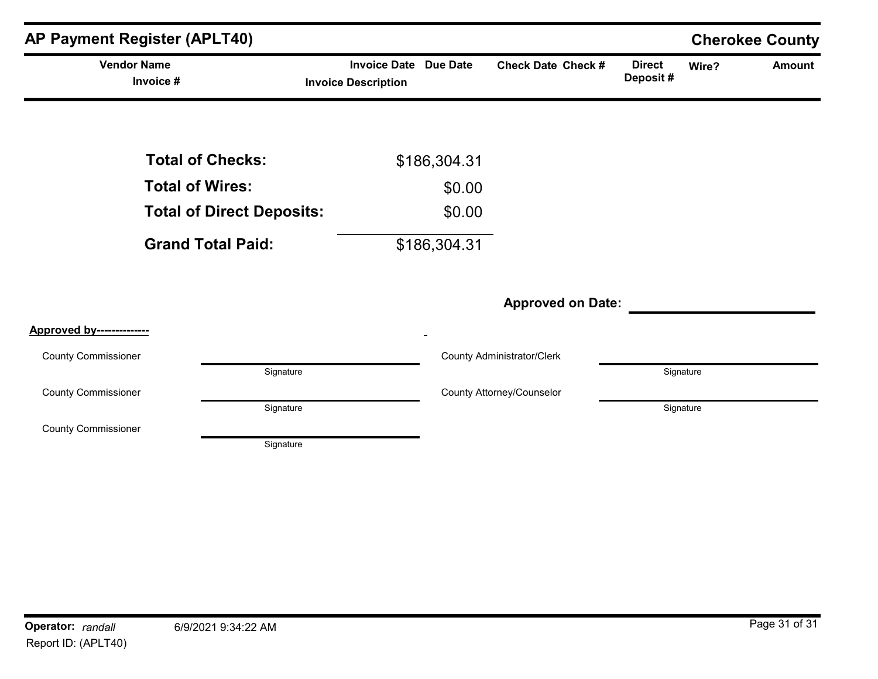# AP Payment Register (APLT40)

**Cherokee County**

| Vendor Name / Invoice # | Invoice Date / Invoice Description | Due Date | Check Date | Check # | Direct Deposit # | Wire? | Amount |
| --- | --- | --- | --- | --- | --- | --- | --- |

| | |
| --- | --- |
| **Total of Checks:** | $186,304.31 |
| **Total of Wires:** | $0.00 |
| **Total of Direct Deposits:** | $0.00 |
| **Grand Total Paid:** | $186,304.31 |

**Approved on Date:** ______________________

**Approved by--------------**

County Commissioner ______________________ Signature

County Commissioner ______________________ Signature

County Commissioner ______________________ Signature

County Administrator/Clerk ______________________ Signature

County Attorney/Counselor ______________________ Signature

**Operator:** *randall* 6/9/2021 9:34:22 AM

Report ID: (APLT40)